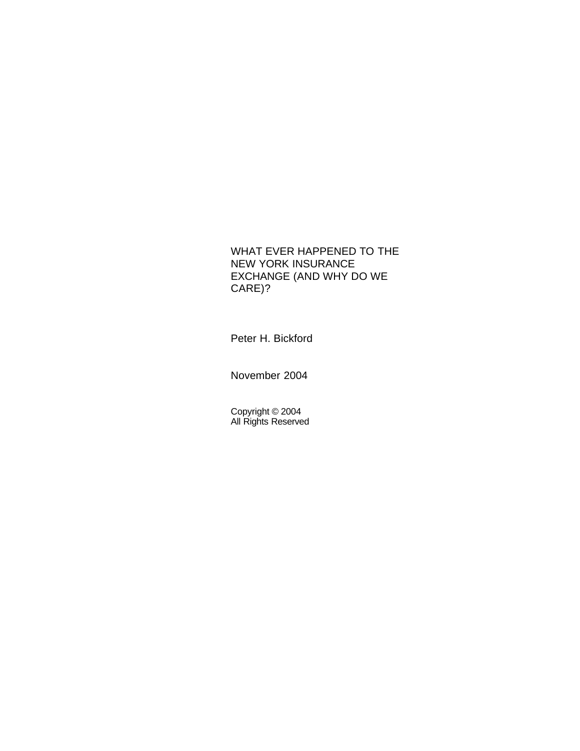# WHAT EVER HAPPENED TO THE NEW YORK INSURANCE EXCHANGE (AND WHY DO WE CARE)?

Peter H. Bickford

November 2004

Copyright © 2004
All Rights Reserved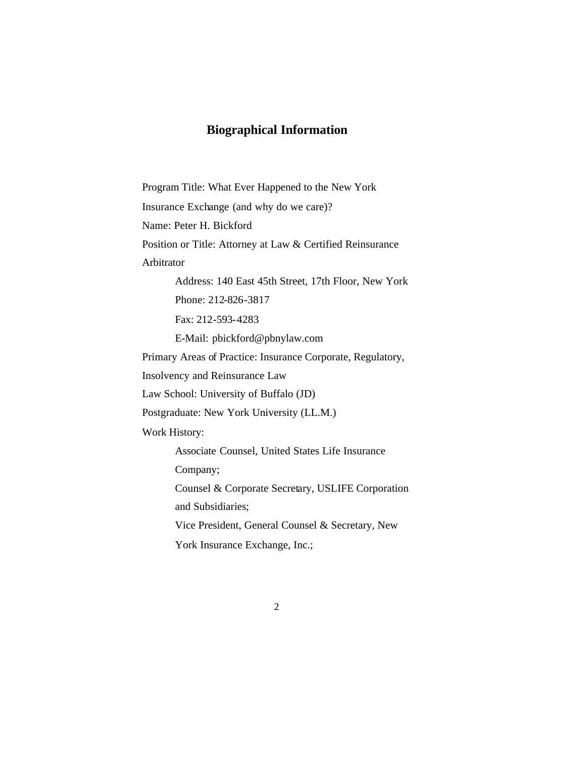## Biographical Information

Program Title: What Ever Happened to the New York Insurance Exchange (and why do we care)?

Name: Peter H. Bickford

Position or Title: Attorney at Law & Certified Reinsurance Arbitrator

> Address: 140 East 45th Street, 17th Floor, New York
>
> Phone: 212-826-3817
>
> Fax: 212-593-4283
>
> E-Mail: pbickford@pbnylaw.com

Primary Areas of Practice: Insurance Corporate, Regulatory, Insolvency and Reinsurance Law

Law School: University of Buffalo (JD)

Postgraduate: New York University (LL.M.)

Work History:

> Associate Counsel, United States Life Insurance Company;
>
> Counsel & Corporate Secretary, USLIFE Corporation and Subsidiaries;
>
> Vice President, General Counsel & Secretary, New York Insurance Exchange, Inc.;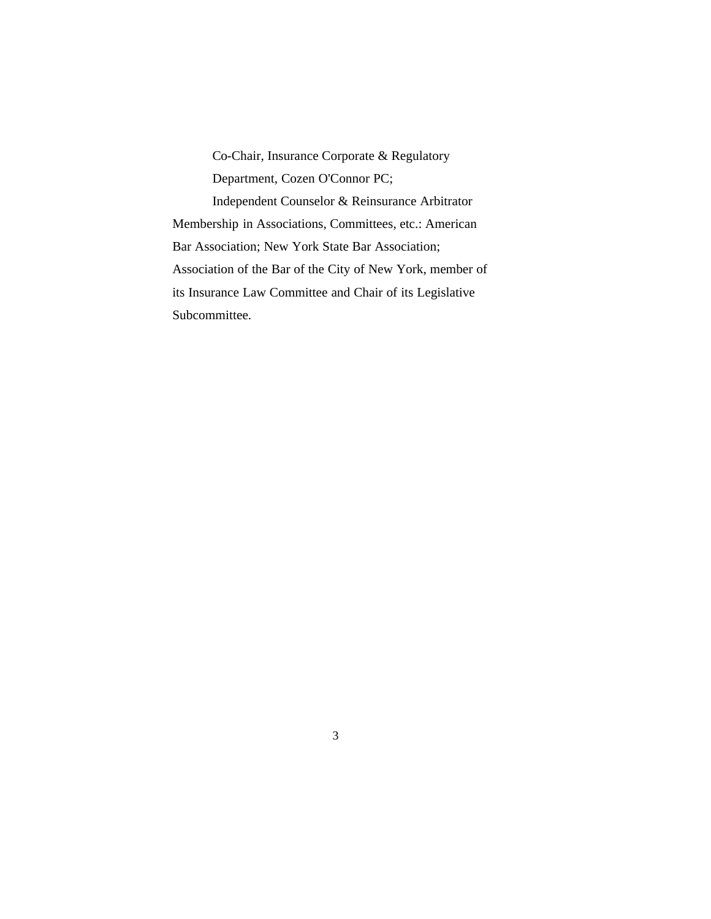Co-Chair, Insurance Corporate & Regulatory Department, Cozen O'Connor PC;

Independent Counselor & Reinsurance Arbitrator

Membership in Associations, Committees, etc.: American Bar Association; New York State Bar Association; Association of the Bar of the City of New York, member of its Insurance Law Committee and Chair of its Legislative Subcommittee.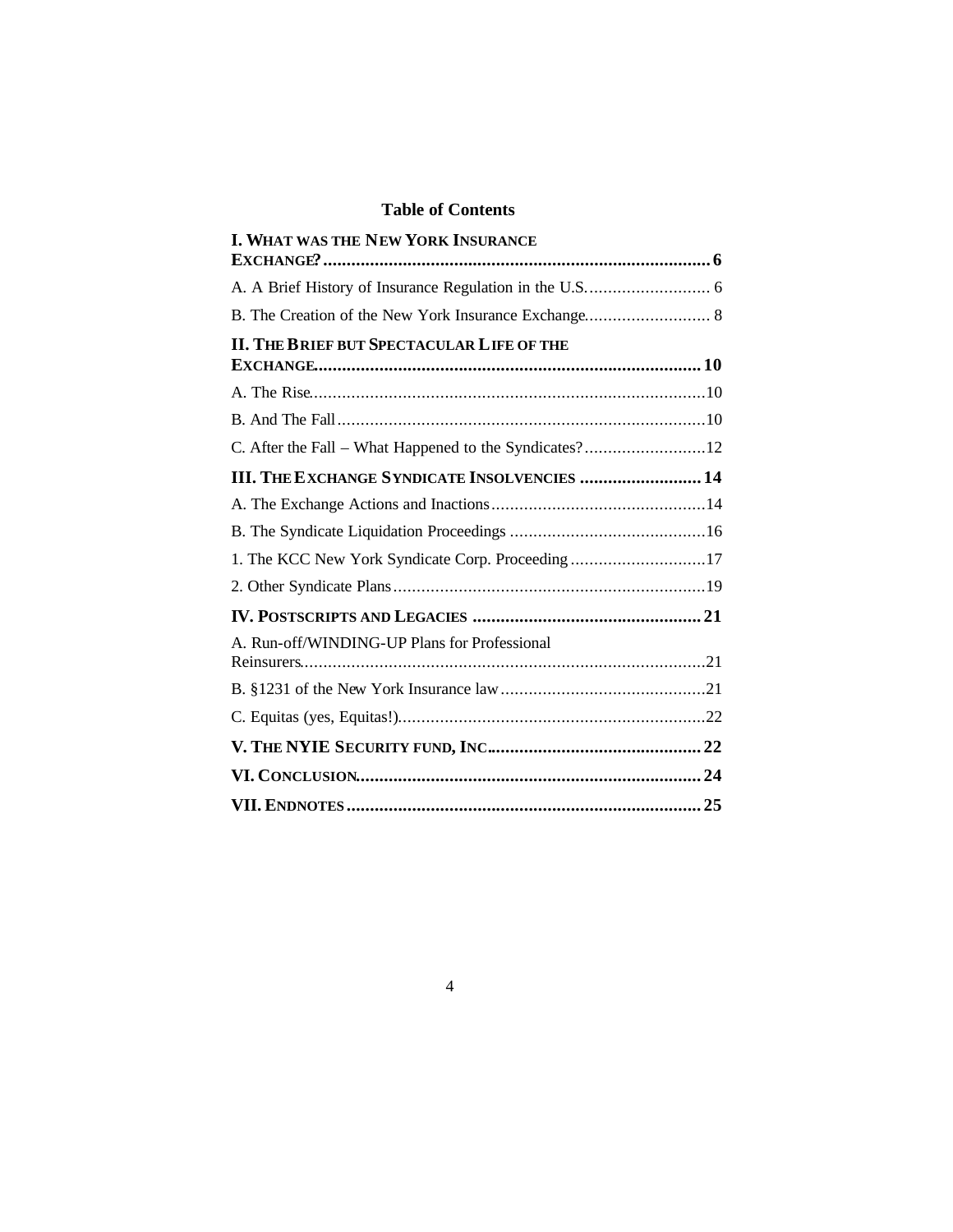## Table of Contents

**I. WHAT WAS THE NEW YORK INSURANCE EXCHANGE?** ........ **6**

A. A Brief History of Insurance Regulation in the U.S. ........ 6

B. The Creation of the New York Insurance Exchange ........ 8

**II. THE BRIEF BUT SPECTACULAR LIFE OF THE EXCHANGE** ........ **10**

A. The Rise ........ 10

B. And The Fall ........ 10

C. After the Fall – What Happened to the Syndicates? ........ 12

**III. THE EXCHANGE SYNDICATE INSOLVENCIES** ........ **14**

A. The Exchange Actions and Inactions ........ 14

B. The Syndicate Liquidation Proceedings ........ 16

1. The KCC New York Syndicate Corp. Proceeding ........ 17

2. Other Syndicate Plans ........ 19

**IV. POSTSCRIPTS AND LEGACIES** ........ **21**

A. Run-off/WINDING-UP Plans for Professional Reinsurers ........ 21

B. §1231 of the New York Insurance law ........ 21

C. Equitas (yes, Equitas!) ........ 22

**V. THE NYIE SECURITY FUND, INC.** ........ **22**

**VI. CONCLUSION** ........ **24**

**VII. ENDNOTES** ........ **25**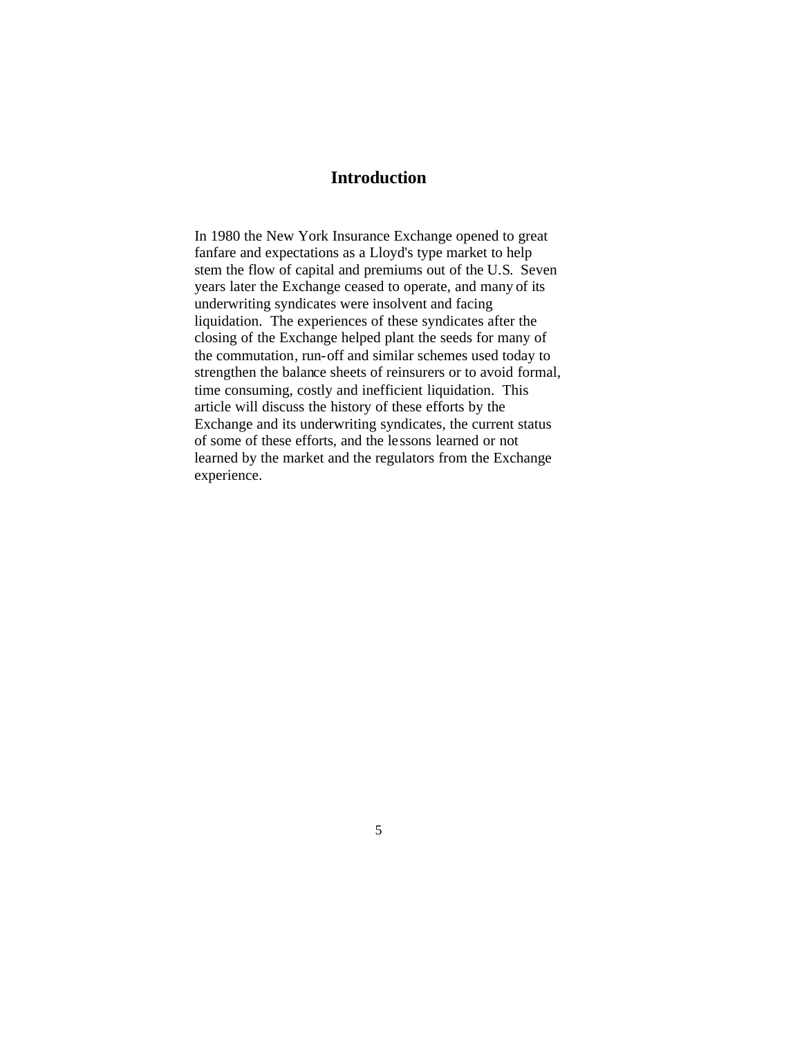# Introduction

In 1980 the New York Insurance Exchange opened to great fanfare and expectations as a Lloyd's type market to help stem the flow of capital and premiums out of the U.S. Seven years later the Exchange ceased to operate, and many of its underwriting syndicates were insolvent and facing liquidation. The experiences of these syndicates after the closing of the Exchange helped plant the seeds for many of the commutation, run-off and similar schemes used today to strengthen the balance sheets of reinsurers or to avoid formal, time consuming, costly and inefficient liquidation. This article will discuss the history of these efforts by the Exchange and its underwriting syndicates, the current status of some of these efforts, and the lessons learned or not learned by the market and the regulators from the Exchange experience.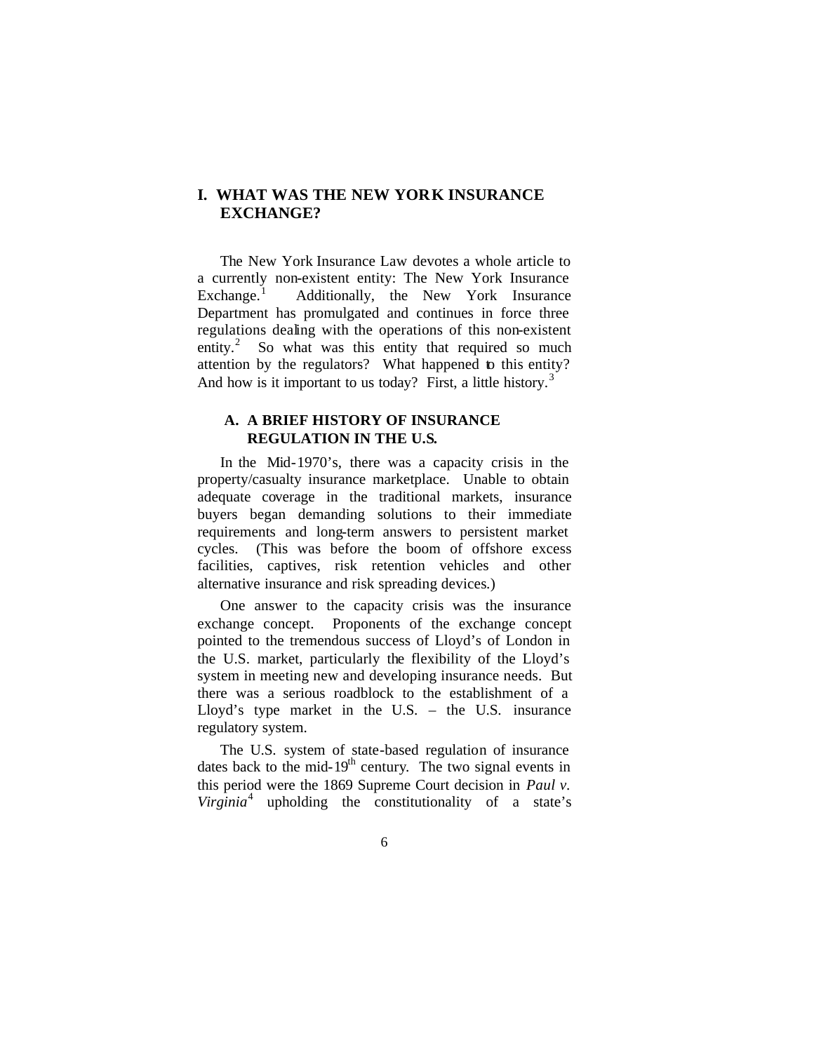# I. WHAT WAS THE NEW YORK INSURANCE EXCHANGE?

The New York Insurance Law devotes a whole article to a currently non-existent entity: The New York Insurance Exchange.[1] Additionally, the New York Insurance Department has promulgated and continues in force three regulations dealing with the operations of this non-existent entity.[2] So what was this entity that required so much attention by the regulators? What happened to this entity? And how is it important to us today? First, a little history.[3]

## A. A BRIEF HISTORY OF INSURANCE REGULATION IN THE U.S.

In the Mid-1970's, there was a capacity crisis in the property/casualty insurance marketplace. Unable to obtain adequate coverage in the traditional markets, insurance buyers began demanding solutions to their immediate requirements and long-term answers to persistent market cycles. (This was before the boom of offshore excess facilities, captives, risk retention vehicles and other alternative insurance and risk spreading devices.)

One answer to the capacity crisis was the insurance exchange concept. Proponents of the exchange concept pointed to the tremendous success of Lloyd's of London in the U.S. market, particularly the flexibility of the Lloyd's system in meeting new and developing insurance needs. But there was a serious roadblock to the establishment of a Lloyd's type market in the U.S. – the U.S. insurance regulatory system.

The U.S. system of state-based regulation of insurance dates back to the mid-19th century. The two signal events in this period were the 1869 Supreme Court decision in *Paul v. Virginia*[4] upholding the constitutionality of a state's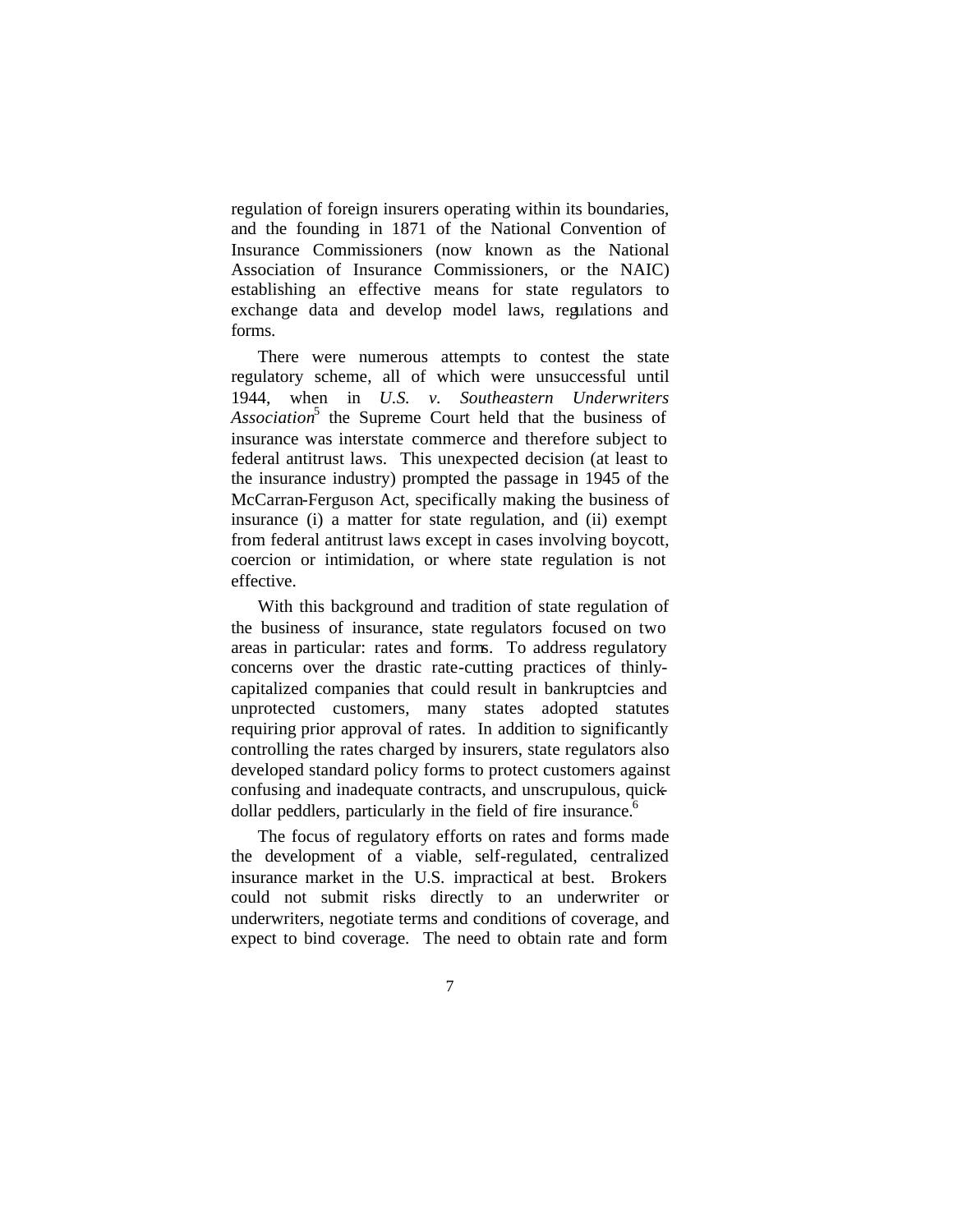regulation of foreign insurers operating within its boundaries, and the founding in 1871 of the National Convention of Insurance Commissioners (now known as the National Association of Insurance Commissioners, or the NAIC) establishing an effective means for state regulators to exchange data and develop model laws, regulations and forms.

There were numerous attempts to contest the state regulatory scheme, all of which were unsuccessful until 1944, when in *U.S. v. Southeastern Underwriters Association*[5] the Supreme Court held that the business of insurance was interstate commerce and therefore subject to federal antitrust laws. This unexpected decision (at least to the insurance industry) prompted the passage in 1945 of the McCarran-Ferguson Act, specifically making the business of insurance (i) a matter for state regulation, and (ii) exempt from federal antitrust laws except in cases involving boycott, coercion or intimidation, or where state regulation is not effective.

With this background and tradition of state regulation of the business of insurance, state regulators focused on two areas in particular: rates and forms. To address regulatory concerns over the drastic rate-cutting practices of thinly-capitalized companies that could result in bankruptcies and unprotected customers, many states adopted statutes requiring prior approval of rates. In addition to significantly controlling the rates charged by insurers, state regulators also developed standard policy forms to protect customers against confusing and inadequate contracts, and unscrupulous, quick-dollar peddlers, particularly in the field of fire insurance.[6]

The focus of regulatory efforts on rates and forms made the development of a viable, self-regulated, centralized insurance market in the U.S. impractical at best. Brokers could not submit risks directly to an underwriter or underwriters, negotiate terms and conditions of coverage, and expect to bind coverage. The need to obtain rate and form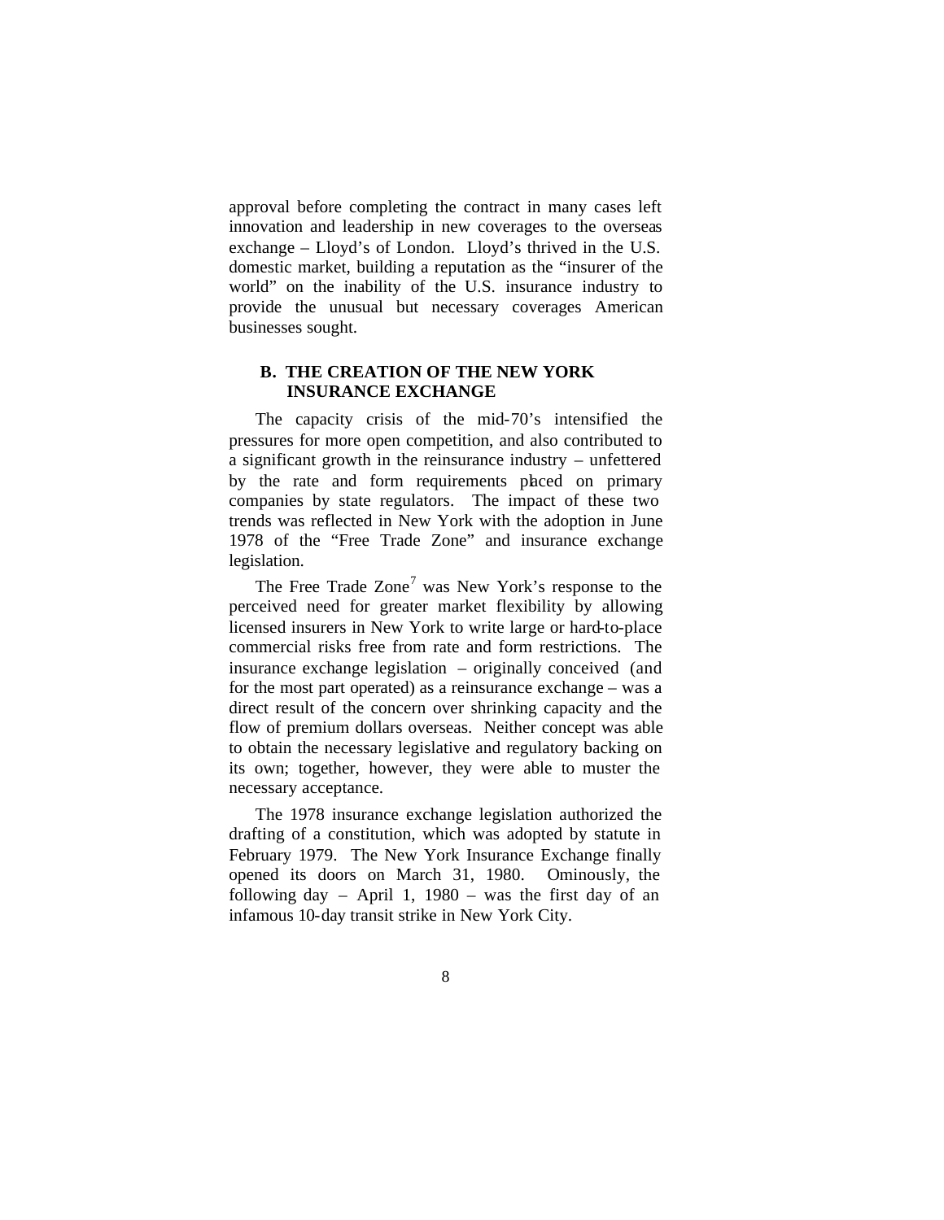approval before completing the contract in many cases left innovation and leadership in new coverages to the overseas exchange – Lloyd's of London. Lloyd's thrived in the U.S. domestic market, building a reputation as the "insurer of the world" on the inability of the U.S. insurance industry to provide the unusual but necessary coverages American businesses sought.

## B. THE CREATION OF THE NEW YORK INSURANCE EXCHANGE

The capacity crisis of the mid-70's intensified the pressures for more open competition, and also contributed to a significant growth in the reinsurance industry – unfettered by the rate and form requirements placed on primary companies by state regulators. The impact of these two trends was reflected in New York with the adoption in June 1978 of the "Free Trade Zone" and insurance exchange legislation.

The Free Trade Zone[7] was New York's response to the perceived need for greater market flexibility by allowing licensed insurers in New York to write large or hard-to-place commercial risks free from rate and form restrictions. The insurance exchange legislation – originally conceived (and for the most part operated) as a reinsurance exchange – was a direct result of the concern over shrinking capacity and the flow of premium dollars overseas. Neither concept was able to obtain the necessary legislative and regulatory backing on its own; together, however, they were able to muster the necessary acceptance.

The 1978 insurance exchange legislation authorized the drafting of a constitution, which was adopted by statute in February 1979. The New York Insurance Exchange finally opened its doors on March 31, 1980. Ominously, the following day – April 1, 1980 – was the first day of an infamous 10-day transit strike in New York City.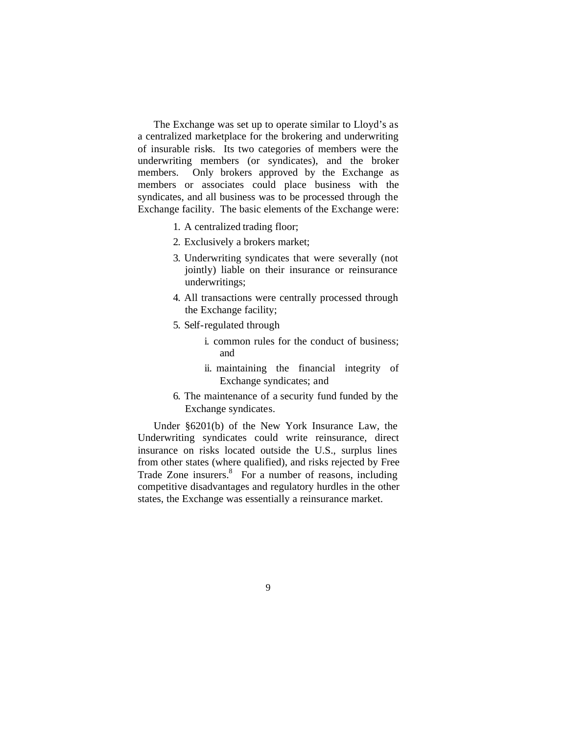The Exchange was set up to operate similar to Lloyd's as a centralized marketplace for the brokering and underwriting of insurable risks. Its two categories of members were the underwriting members (or syndicates), and the broker members. Only brokers approved by the Exchange as members or associates could place business with the syndicates, and all business was to be processed through the Exchange facility. The basic elements of the Exchange were:

1. A centralized trading floor;
2. Exclusively a brokers market;
3. Underwriting syndicates that were severally (not jointly) liable on their insurance or reinsurance underwritings;
4. All transactions were centrally processed through the Exchange facility;
5. Self-regulated through
   - i. common rules for the conduct of business; and
   - ii. maintaining the financial integrity of Exchange syndicates; and
6. The maintenance of a security fund funded by the Exchange syndicates.

Under §6201(b) of the New York Insurance Law, the Underwriting syndicates could write reinsurance, direct insurance on risks located outside the U.S., surplus lines from other states (where qualified), and risks rejected by Free Trade Zone insurers.[8] For a number of reasons, including competitive disadvantages and regulatory hurdles in the other states, the Exchange was essentially a reinsurance market.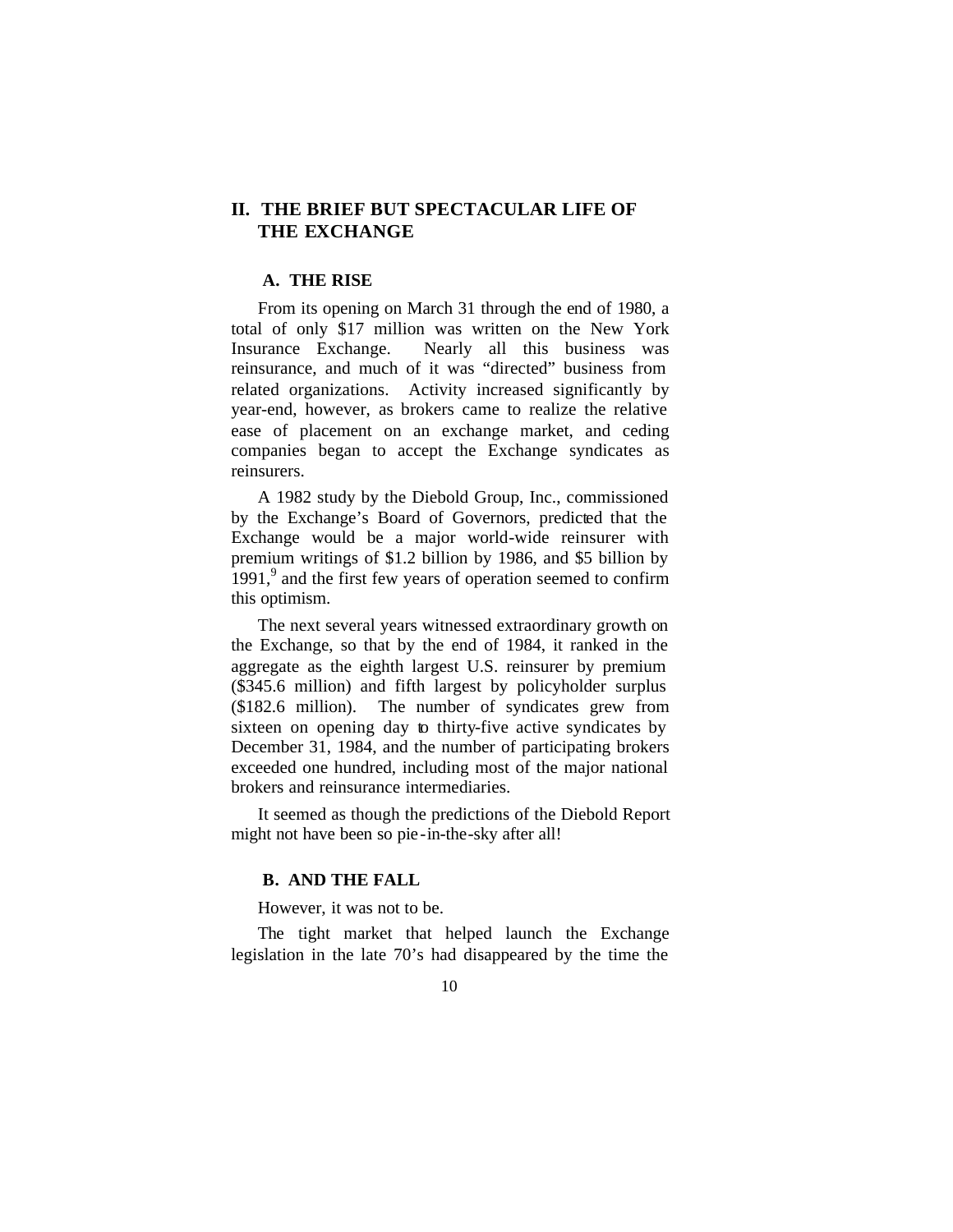## II. THE BRIEF BUT SPECTACULAR LIFE OF THE EXCHANGE

### A. THE RISE

From its opening on March 31 through the end of 1980, a total of only $17 million was written on the New York Insurance Exchange. Nearly all this business was reinsurance, and much of it was "directed" business from related organizations. Activity increased significantly by year-end, however, as brokers came to realize the relative ease of placement on an exchange market, and ceding companies began to accept the Exchange syndicates as reinsurers.

A 1982 study by the Diebold Group, Inc., commissioned by the Exchange's Board of Governors, predicted that the Exchange would be a major world-wide reinsurer with premium writings of $1.2 billion by 1986, and $5 billion by 1991,[9] and the first few years of operation seemed to confirm this optimism.

The next several years witnessed extraordinary growth on the Exchange, so that by the end of 1984, it ranked in the aggregate as the eighth largest U.S. reinsurer by premium ($345.6 million) and fifth largest by policyholder surplus ($182.6 million). The number of syndicates grew from sixteen on opening day to thirty-five active syndicates by December 31, 1984, and the number of participating brokers exceeded one hundred, including most of the major national brokers and reinsurance intermediaries.

It seemed as though the predictions of the Diebold Report might not have been so pie-in-the-sky after all!

### B. AND THE FALL

However, it was not to be.

The tight market that helped launch the Exchange legislation in the late 70's had disappeared by the time the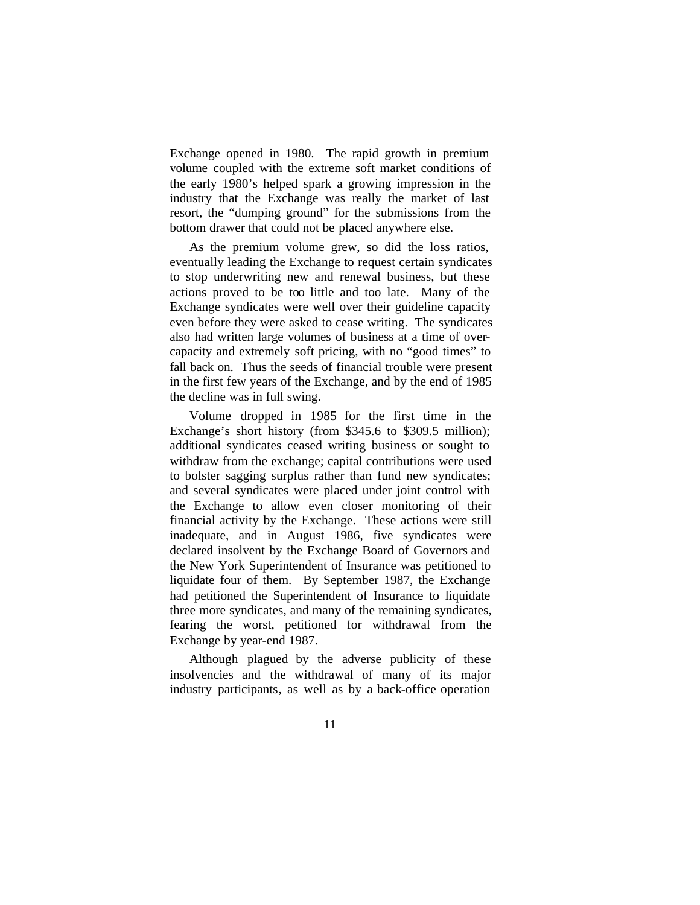Exchange opened in 1980. The rapid growth in premium volume coupled with the extreme soft market conditions of the early 1980's helped spark a growing impression in the industry that the Exchange was really the market of last resort, the "dumping ground" for the submissions from the bottom drawer that could not be placed anywhere else.

As the premium volume grew, so did the loss ratios, eventually leading the Exchange to request certain syndicates to stop underwriting new and renewal business, but these actions proved to be too little and too late. Many of the Exchange syndicates were well over their guideline capacity even before they were asked to cease writing. The syndicates also had written large volumes of business at a time of over-capacity and extremely soft pricing, with no "good times" to fall back on. Thus the seeds of financial trouble were present in the first few years of the Exchange, and by the end of 1985 the decline was in full swing.

Volume dropped in 1985 for the first time in the Exchange's short history (from $345.6 to $309.5 million); additional syndicates ceased writing business or sought to withdraw from the exchange; capital contributions were used to bolster sagging surplus rather than fund new syndicates; and several syndicates were placed under joint control with the Exchange to allow even closer monitoring of their financial activity by the Exchange. These actions were still inadequate, and in August 1986, five syndicates were declared insolvent by the Exchange Board of Governors and the New York Superintendent of Insurance was petitioned to liquidate four of them. By September 1987, the Exchange had petitioned the Superintendent of Insurance to liquidate three more syndicates, and many of the remaining syndicates, fearing the worst, petitioned for withdrawal from the Exchange by year-end 1987.

Although plagued by the adverse publicity of these insolvencies and the withdrawal of many of its major industry participants, as well as by a back-office operation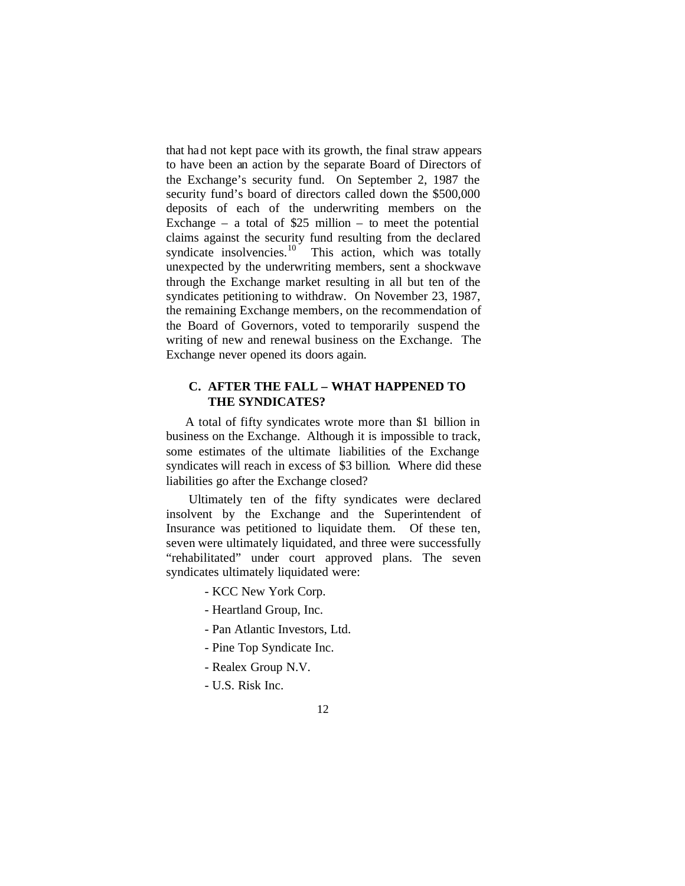that had not kept pace with its growth, the final straw appears to have been an action by the separate Board of Directors of the Exchange's security fund. On September 2, 1987 the security fund's board of directors called down the $500,000 deposits of each of the underwriting members on the Exchange – a total of $25 million – to meet the potential claims against the security fund resulting from the declared syndicate insolvencies.[10] This action, which was totally unexpected by the underwriting members, sent a shockwave through the Exchange market resulting in all but ten of the syndicates petitioning to withdraw. On November 23, 1987, the remaining Exchange members, on the recommendation of the Board of Governors, voted to temporarily suspend the writing of new and renewal business on the Exchange. The Exchange never opened its doors again.

### C. AFTER THE FALL – WHAT HAPPENED TO THE SYNDICATES?

A total of fifty syndicates wrote more than $1 billion in business on the Exchange. Although it is impossible to track, some estimates of the ultimate liabilities of the Exchange syndicates will reach in excess of $3 billion. Where did these liabilities go after the Exchange closed?

Ultimately ten of the fifty syndicates were declared insolvent by the Exchange and the Superintendent of Insurance was petitioned to liquidate them. Of these ten, seven were ultimately liquidated, and three were successfully "rehabilitated" under court approved plans. The seven syndicates ultimately liquidated were:

- KCC New York Corp.
- Heartland Group, Inc.
- Pan Atlantic Investors, Ltd.
- Pine Top Syndicate Inc.
- Realex Group N.V.
- U.S. Risk Inc.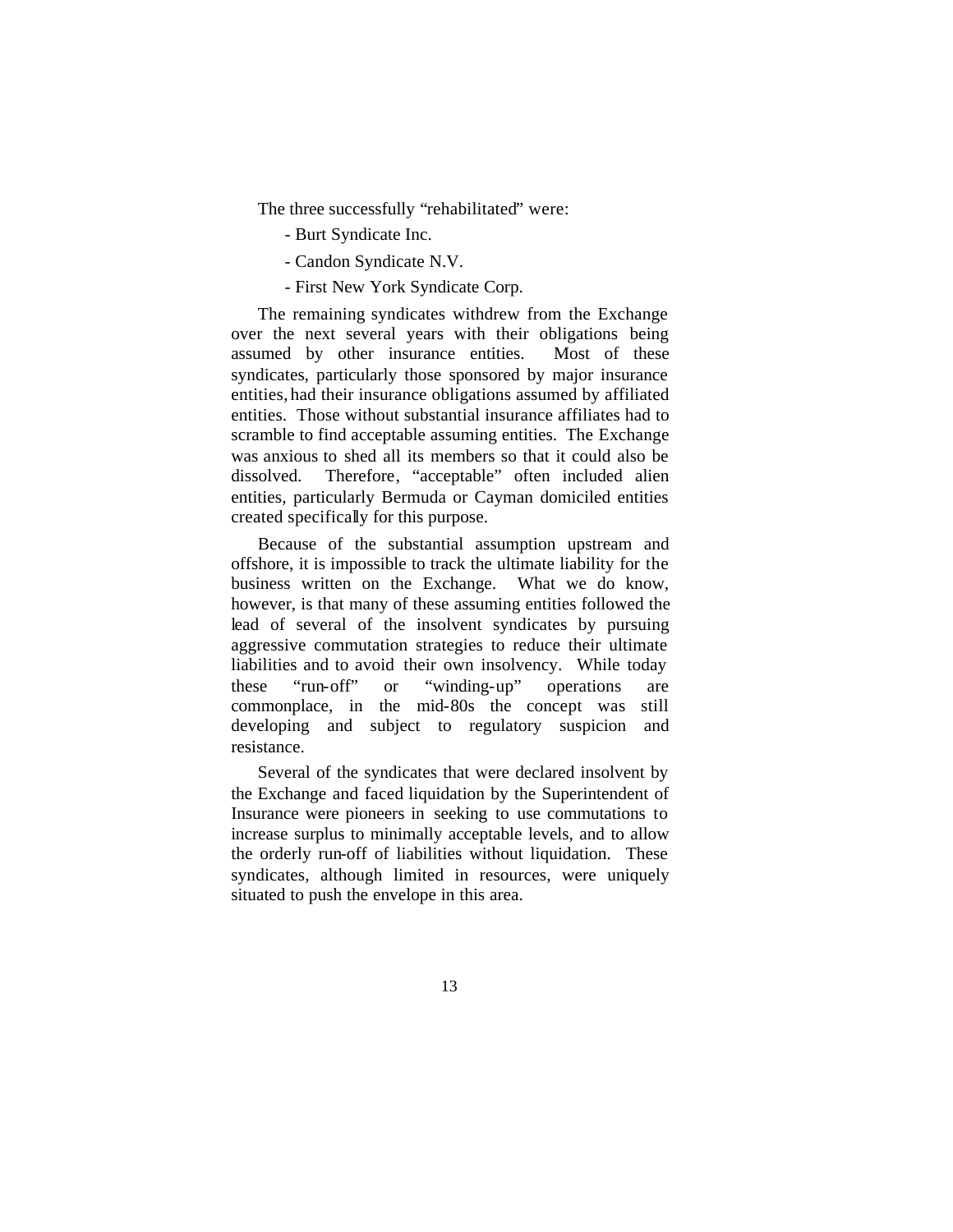The three successfully "rehabilitated" were:

- Burt Syndicate Inc.
- Candon Syndicate N.V.
- First New York Syndicate Corp.

The remaining syndicates withdrew from the Exchange over the next several years with their obligations being assumed by other insurance entities. Most of these syndicates, particularly those sponsored by major insurance entities, had their insurance obligations assumed by affiliated entities. Those without substantial insurance affiliates had to scramble to find acceptable assuming entities. The Exchange was anxious to shed all its members so that it could also be dissolved. Therefore, "acceptable" often included alien entities, particularly Bermuda or Cayman domiciled entities created specifically for this purpose.

Because of the substantial assumption upstream and offshore, it is impossible to track the ultimate liability for the business written on the Exchange. What we do know, however, is that many of these assuming entities followed the lead of several of the insolvent syndicates by pursuing aggressive commutation strategies to reduce their ultimate liabilities and to avoid their own insolvency. While today these "run-off" or "winding-up" operations are commonplace, in the mid-80s the concept was still developing and subject to regulatory suspicion and resistance.

Several of the syndicates that were declared insolvent by the Exchange and faced liquidation by the Superintendent of Insurance were pioneers in seeking to use commutations to increase surplus to minimally acceptable levels, and to allow the orderly run-off of liabilities without liquidation. These syndicates, although limited in resources, were uniquely situated to push the envelope in this area.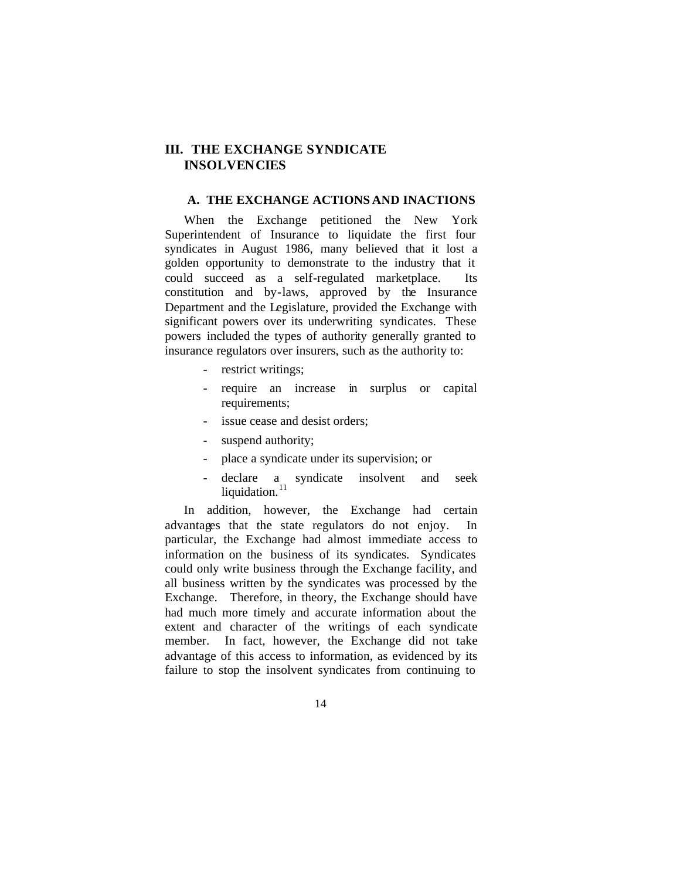# III. THE EXCHANGE SYNDICATE INSOLVENCIES

## A. THE EXCHANGE ACTIONS AND INACTIONS

When the Exchange petitioned the New York Superintendent of Insurance to liquidate the first four syndicates in August 1986, many believed that it lost a golden opportunity to demonstrate to the industry that it could succeed as a self-regulated marketplace. Its constitution and by-laws, approved by the Insurance Department and the Legislature, provided the Exchange with significant powers over its underwriting syndicates. These powers included the types of authority generally granted to insurance regulators over insurers, such as the authority to:

- restrict writings;
- require an increase in surplus or capital requirements;
- issue cease and desist orders;
- suspend authority;
- place a syndicate under its supervision; or
- declare a syndicate insolvent and seek liquidation.[11]

In addition, however, the Exchange had certain advantages that the state regulators do not enjoy. In particular, the Exchange had almost immediate access to information on the business of its syndicates. Syndicates could only write business through the Exchange facility, and all business written by the syndicates was processed by the Exchange. Therefore, in theory, the Exchange should have had much more timely and accurate information about the extent and character of the writings of each syndicate member. In fact, however, the Exchange did not take advantage of this access to information, as evidenced by its failure to stop the insolvent syndicates from continuing to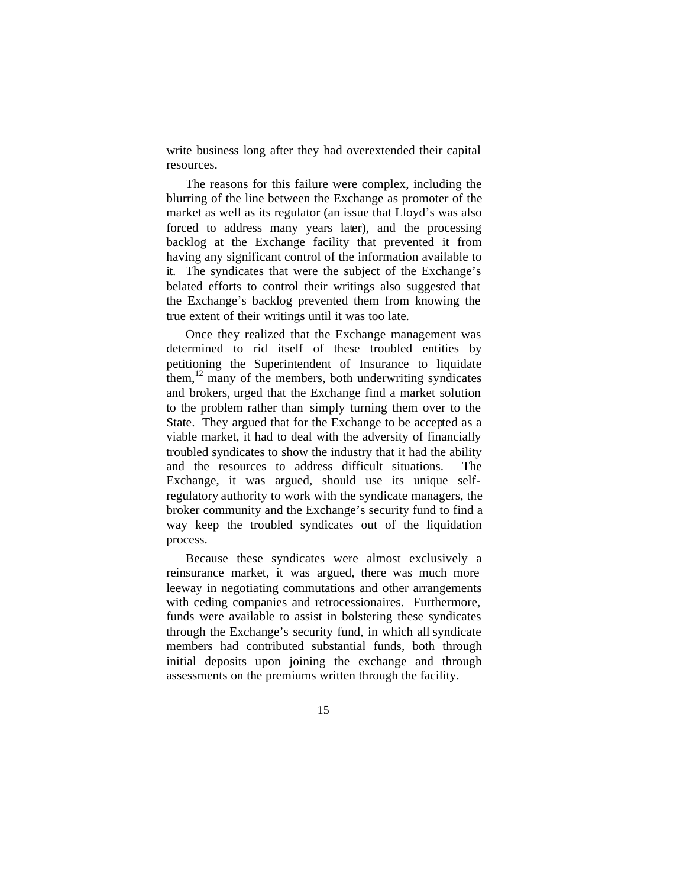write business long after they had overextended their capital resources.

The reasons for this failure were complex, including the blurring of the line between the Exchange as promoter of the market as well as its regulator (an issue that Lloyd's was also forced to address many years later), and the processing backlog at the Exchange facility that prevented it from having any significant control of the information available to it. The syndicates that were the subject of the Exchange's belated efforts to control their writings also suggested that the Exchange's backlog prevented them from knowing the true extent of their writings until it was too late.

Once they realized that the Exchange management was determined to rid itself of these troubled entities by petitioning the Superintendent of Insurance to liquidate them,[12] many of the members, both underwriting syndicates and brokers, urged that the Exchange find a market solution to the problem rather than simply turning them over to the State. They argued that for the Exchange to be accepted as a viable market, it had to deal with the adversity of financially troubled syndicates to show the industry that it had the ability and the resources to address difficult situations. The Exchange, it was argued, should use its unique self-regulatory authority to work with the syndicate managers, the broker community and the Exchange's security fund to find a way keep the troubled syndicates out of the liquidation process.

Because these syndicates were almost exclusively a reinsurance market, it was argued, there was much more leeway in negotiating commutations and other arrangements with ceding companies and retrocessionaires. Furthermore, funds were available to assist in bolstering these syndicates through the Exchange's security fund, in which all syndicate members had contributed substantial funds, both through initial deposits upon joining the exchange and through assessments on the premiums written through the facility.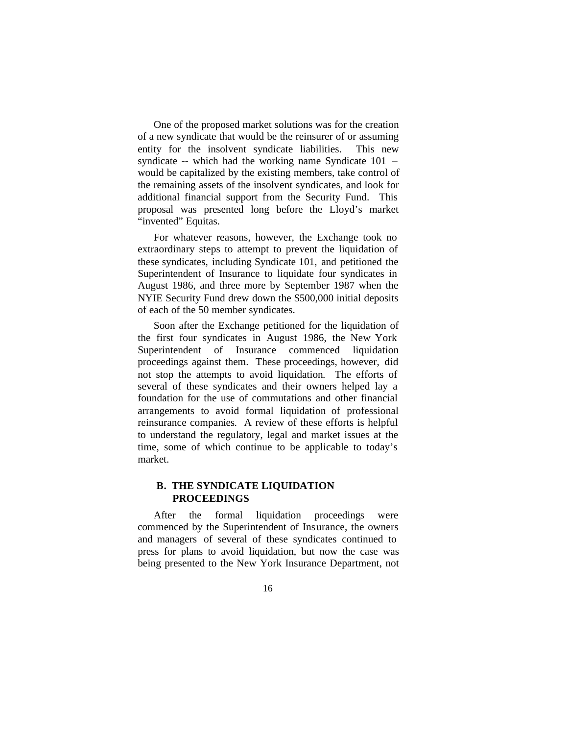One of the proposed market solutions was for the creation of a new syndicate that would be the reinsurer of or assuming entity for the insolvent syndicate liabilities. This new syndicate -- which had the working name Syndicate 101 – would be capitalized by the existing members, take control of the remaining assets of the insolvent syndicates, and look for additional financial support from the Security Fund. This proposal was presented long before the Lloyd's market "invented" Equitas.

For whatever reasons, however, the Exchange took no extraordinary steps to attempt to prevent the liquidation of these syndicates, including Syndicate 101, and petitioned the Superintendent of Insurance to liquidate four syndicates in August 1986, and three more by September 1987 when the NYIE Security Fund drew down the $500,000 initial deposits of each of the 50 member syndicates.

Soon after the Exchange petitioned for the liquidation of the first four syndicates in August 1986, the New York Superintendent of Insurance commenced liquidation proceedings against them. These proceedings, however, did not stop the attempts to avoid liquidation. The efforts of several of these syndicates and their owners helped lay a foundation for the use of commutations and other financial arrangements to avoid formal liquidation of professional reinsurance companies. A review of these efforts is helpful to understand the regulatory, legal and market issues at the time, some of which continue to be applicable to today's market.

## B. THE SYNDICATE LIQUIDATION PROCEEDINGS

After the formal liquidation proceedings were commenced by the Superintendent of Insurance, the owners and managers of several of these syndicates continued to press for plans to avoid liquidation, but now the case was being presented to the New York Insurance Department, not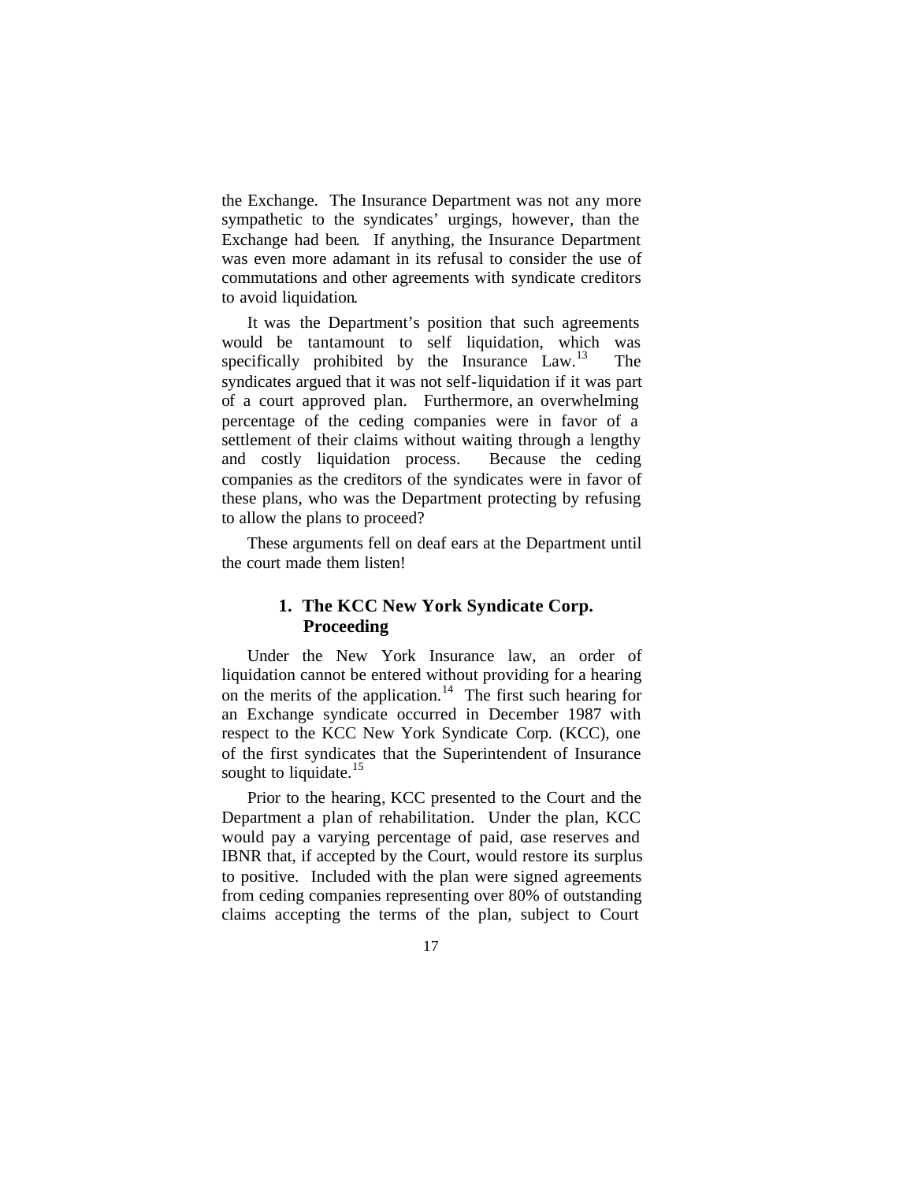the Exchange. The Insurance Department was not any more sympathetic to the syndicates' urgings, however, than the Exchange had been. If anything, the Insurance Department was even more adamant in its refusal to consider the use of commutations and other agreements with syndicate creditors to avoid liquidation.

It was the Department's position that such agreements would be tantamount to self liquidation, which was specifically prohibited by the Insurance Law.[13] The syndicates argued that it was not self-liquidation if it was part of a court approved plan. Furthermore, an overwhelming percentage of the ceding companies were in favor of a settlement of their claims without waiting through a lengthy and costly liquidation process. Because the ceding companies as the creditors of the syndicates were in favor of these plans, who was the Department protecting by refusing to allow the plans to proceed?

These arguments fell on deaf ears at the Department until the court made them listen!

### 1. The KCC New York Syndicate Corp. Proceeding

Under the New York Insurance law, an order of liquidation cannot be entered without providing for a hearing on the merits of the application.[14] The first such hearing for an Exchange syndicate occurred in December 1987 with respect to the KCC New York Syndicate Corp. (KCC), one of the first syndicates that the Superintendent of Insurance sought to liquidate.[15]

Prior to the hearing, KCC presented to the Court and the Department a plan of rehabilitation. Under the plan, KCC would pay a varying percentage of paid, case reserves and IBNR that, if accepted by the Court, would restore its surplus to positive. Included with the plan were signed agreements from ceding companies representing over 80% of outstanding claims accepting the terms of the plan, subject to Court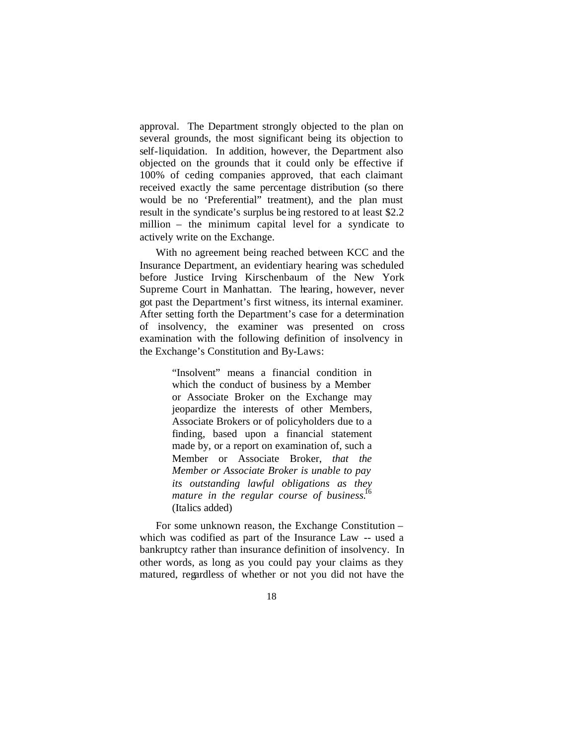approval. The Department strongly objected to the plan on several grounds, the most significant being its objection to self-liquidation. In addition, however, the Department also objected on the grounds that it could only be effective if 100% of ceding companies approved, that each claimant received exactly the same percentage distribution (so there would be no 'Preferential" treatment), and the plan must result in the syndicate's surplus being restored to at least $2.2 million – the minimum capital level for a syndicate to actively write on the Exchange.

With no agreement being reached between KCC and the Insurance Department, an evidentiary hearing was scheduled before Justice Irving Kirschenbaum of the New York Supreme Court in Manhattan. The hearing, however, never got past the Department's first witness, its internal examiner. After setting forth the Department's case for a determination of insolvency, the examiner was presented on cross examination with the following definition of insolvency in the Exchange's Constitution and By-Laws:

> "Insolvent" means a financial condition in which the conduct of business by a Member or Associate Broker on the Exchange may jeopardize the interests of other Members, Associate Brokers or of policyholders due to a finding, based upon a financial statement made by, or a report on examination of, such a Member or Associate Broker, *that the Member or Associate Broker is unable to pay its outstanding lawful obligations as they mature in the regular course of business.*[16] (Italics added)

For some unknown reason, the Exchange Constitution – which was codified as part of the Insurance Law -- used a bankruptcy rather than insurance definition of insolvency. In other words, as long as you could pay your claims as they matured, regardless of whether or not you did not have the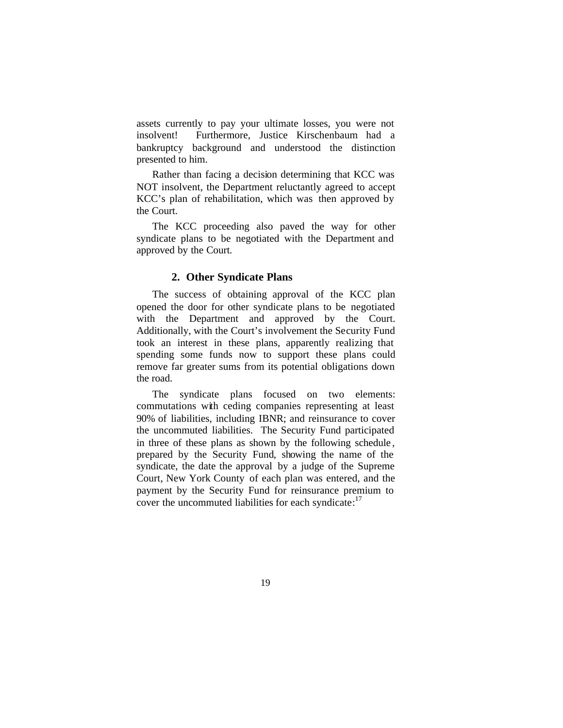assets currently to pay your ultimate losses, you were not insolvent! Furthermore, Justice Kirschenbaum had a bankruptcy background and understood the distinction presented to him.

Rather than facing a decision determining that KCC was NOT insolvent, the Department reluctantly agreed to accept KCC's plan of rehabilitation, which was then approved by the Court.

The KCC proceeding also paved the way for other syndicate plans to be negotiated with the Department and approved by the Court.

### 2. Other Syndicate Plans

The success of obtaining approval of the KCC plan opened the door for other syndicate plans to be negotiated with the Department and approved by the Court. Additionally, with the Court's involvement the Security Fund took an interest in these plans, apparently realizing that spending some funds now to support these plans could remove far greater sums from its potential obligations down the road.

The syndicate plans focused on two elements: commutations with ceding companies representing at least 90% of liabilities, including IBNR; and reinsurance to cover the uncommuted liabilities. The Security Fund participated in three of these plans as shown by the following schedule, prepared by the Security Fund, showing the name of the syndicate, the date the approval by a judge of the Supreme Court, New York County of each plan was entered, and the payment by the Security Fund for reinsurance premium to cover the uncommuted liabilities for each syndicate:[17]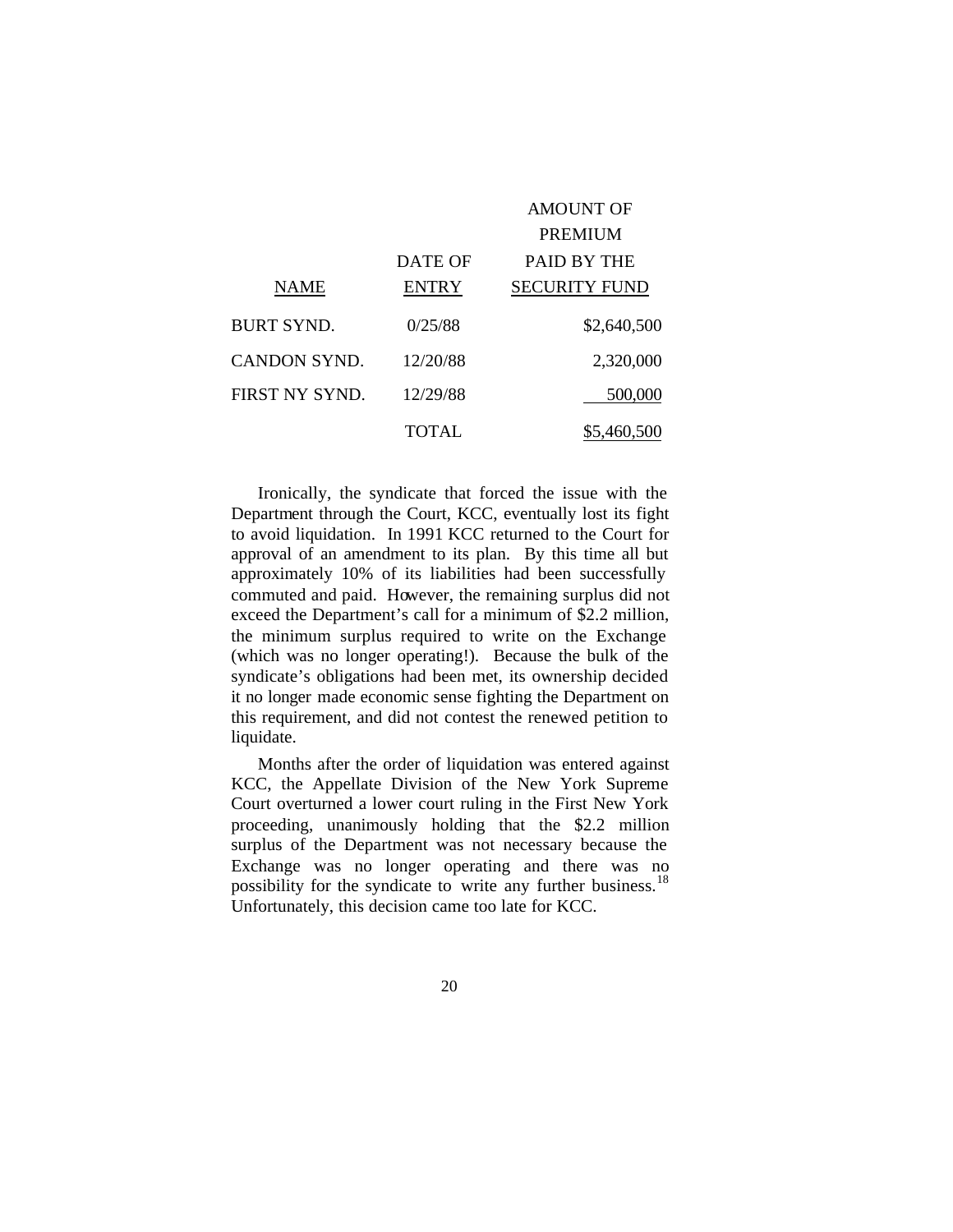| NAME | DATE OF ENTRY | AMOUNT OF PREMIUM PAID BY THE SECURITY FUND |
|---|---|---|
| BURT SYND. | 0/25/88 | $2,640,500 |
| CANDON SYND. | 12/20/88 | 2,320,000 |
| FIRST NY SYND. | 12/29/88 | 500,000 |
| | TOTAL | $5,460,500 |

Ironically, the syndicate that forced the issue with the Department through the Court, KCC, eventually lost its fight to avoid liquidation. In 1991 KCC returned to the Court for approval of an amendment to its plan. By this time all but approximately 10% of its liabilities had been successfully commuted and paid. However, the remaining surplus did not exceed the Department's call for a minimum of $2.2 million, the minimum surplus required to write on the Exchange (which was no longer operating!). Because the bulk of the syndicate's obligations had been met, its ownership decided it no longer made economic sense fighting the Department on this requirement, and did not contest the renewed petition to liquidate.

Months after the order of liquidation was entered against KCC, the Appellate Division of the New York Supreme Court overturned a lower court ruling in the First New York proceeding, unanimously holding that the $2.2 million surplus of the Department was not necessary because the Exchange was no longer operating and there was no possibility for the syndicate to write any further business.[18] Unfortunately, this decision came too late for KCC.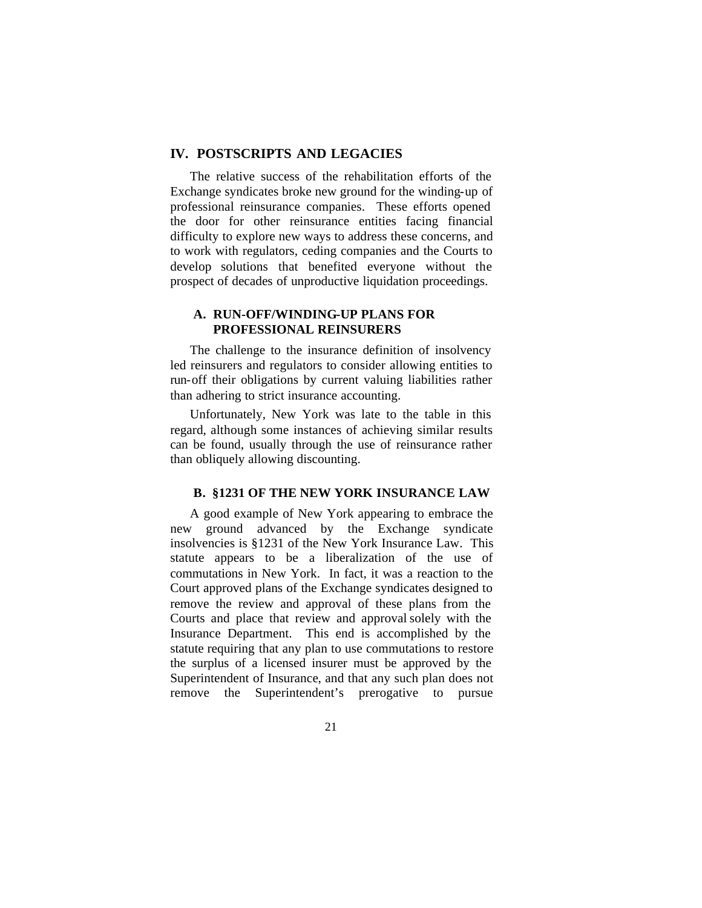## IV. POSTSCRIPTS AND LEGACIES

The relative success of the rehabilitation efforts of the Exchange syndicates broke new ground for the winding-up of professional reinsurance companies. These efforts opened the door for other reinsurance entities facing financial difficulty to explore new ways to address these concerns, and to work with regulators, ceding companies and the Courts to develop solutions that benefited everyone without the prospect of decades of unproductive liquidation proceedings.

### A. RUN-OFF/WINDING-UP PLANS FOR PROFESSIONAL REINSURERS

The challenge to the insurance definition of insolvency led reinsurers and regulators to consider allowing entities to run-off their obligations by current valuing liabilities rather than adhering to strict insurance accounting.

Unfortunately, New York was late to the table in this regard, although some instances of achieving similar results can be found, usually through the use of reinsurance rather than obliquely allowing discounting.

### B. §1231 OF THE NEW YORK INSURANCE LAW

A good example of New York appearing to embrace the new ground advanced by the Exchange syndicate insolvencies is §1231 of the New York Insurance Law. This statute appears to be a liberalization of the use of commutations in New York. In fact, it was a reaction to the Court approved plans of the Exchange syndicates designed to remove the review and approval of these plans from the Courts and place that review and approval solely with the Insurance Department. This end is accomplished by the statute requiring that any plan to use commutations to restore the surplus of a licensed insurer must be approved by the Superintendent of Insurance, and that any such plan does not remove the Superintendent's prerogative to pursue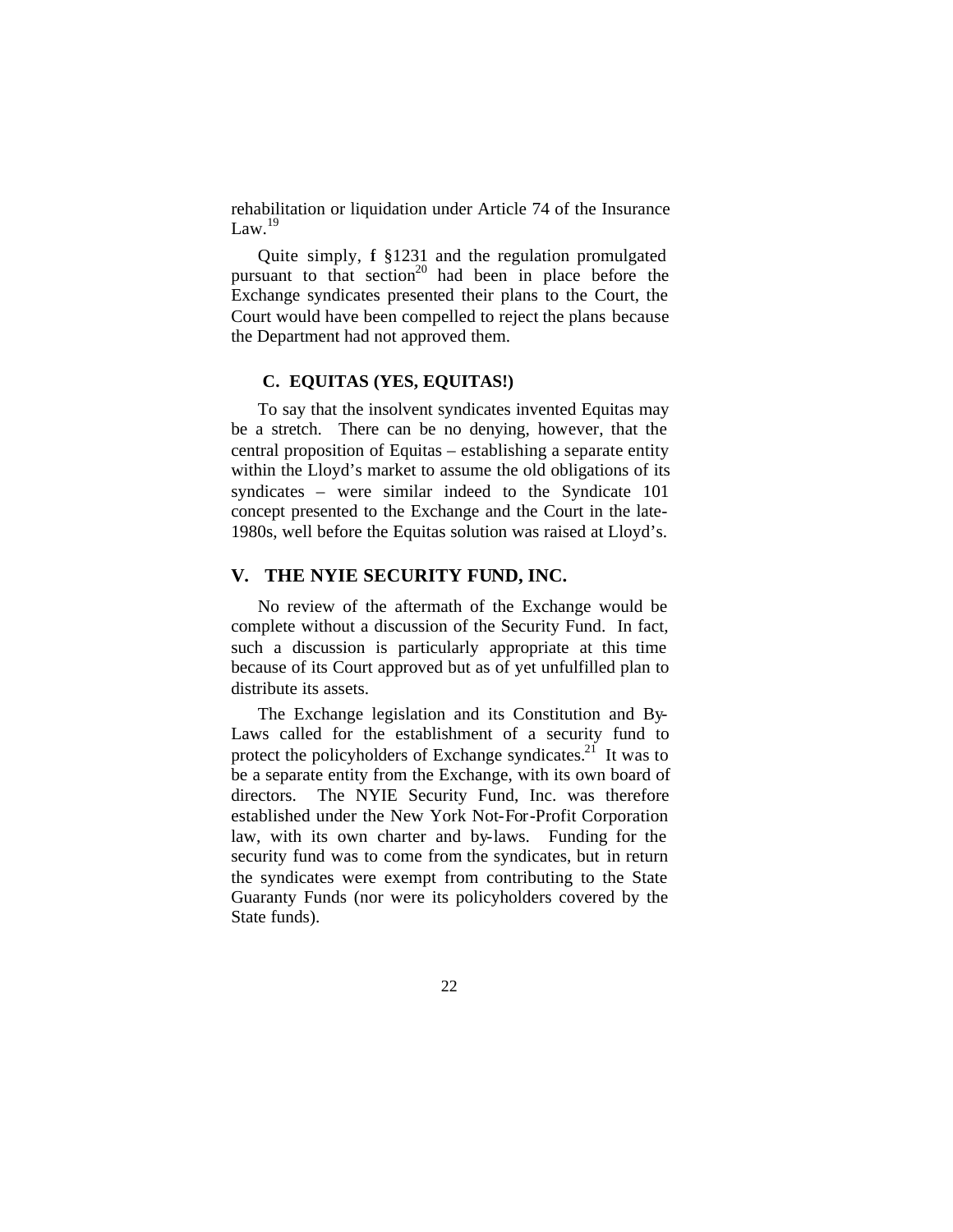rehabilitation or liquidation under Article 74 of the Insurance Law.[19]

Quite simply, f §1231 and the regulation promulgated pursuant to that section[20] had been in place before the Exchange syndicates presented their plans to the Court, the Court would have been compelled to reject the plans because the Department had not approved them.

### C. EQUITAS (YES, EQUITAS!)

To say that the insolvent syndicates invented Equitas may be a stretch. There can be no denying, however, that the central proposition of Equitas – establishing a separate entity within the Lloyd's market to assume the old obligations of its syndicates – were similar indeed to the Syndicate 101 concept presented to the Exchange and the Court in the late-1980s, well before the Equitas solution was raised at Lloyd's.

## V. THE NYIE SECURITY FUND, INC.

No review of the aftermath of the Exchange would be complete without a discussion of the Security Fund. In fact, such a discussion is particularly appropriate at this time because of its Court approved but as of yet unfulfilled plan to distribute its assets.

The Exchange legislation and its Constitution and By-Laws called for the establishment of a security fund to protect the policyholders of Exchange syndicates.[21] It was to be a separate entity from the Exchange, with its own board of directors. The NYIE Security Fund, Inc. was therefore established under the New York Not-For-Profit Corporation law, with its own charter and by-laws. Funding for the security fund was to come from the syndicates, but in return the syndicates were exempt from contributing to the State Guaranty Funds (nor were its policyholders covered by the State funds).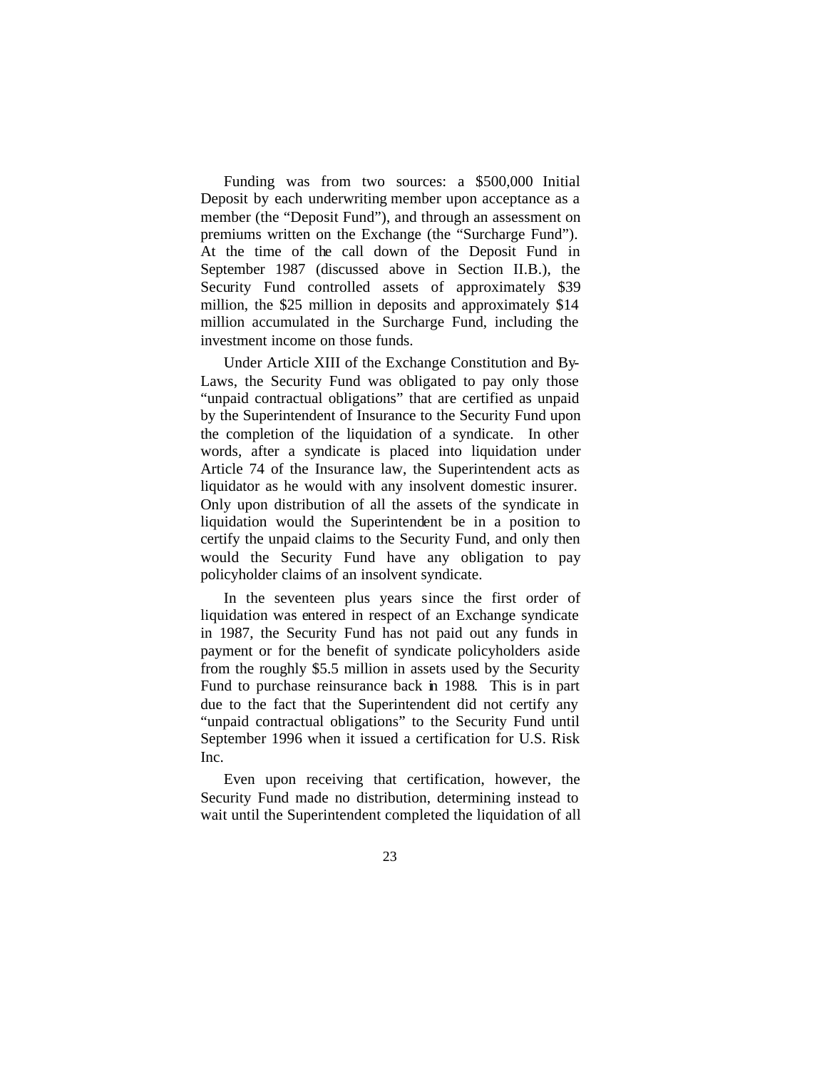Funding was from two sources: a $500,000 Initial Deposit by each underwriting member upon acceptance as a member (the "Deposit Fund"), and through an assessment on premiums written on the Exchange (the "Surcharge Fund"). At the time of the call down of the Deposit Fund in September 1987 (discussed above in Section II.B.), the Security Fund controlled assets of approximately $39 million, the $25 million in deposits and approximately $14 million accumulated in the Surcharge Fund, including the investment income on those funds.

Under Article XIII of the Exchange Constitution and By-Laws, the Security Fund was obligated to pay only those "unpaid contractual obligations" that are certified as unpaid by the Superintendent of Insurance to the Security Fund upon the completion of the liquidation of a syndicate. In other words, after a syndicate is placed into liquidation under Article 74 of the Insurance law, the Superintendent acts as liquidator as he would with any insolvent domestic insurer. Only upon distribution of all the assets of the syndicate in liquidation would the Superintendent be in a position to certify the unpaid claims to the Security Fund, and only then would the Security Fund have any obligation to pay policyholder claims of an insolvent syndicate.

In the seventeen plus years since the first order of liquidation was entered in respect of an Exchange syndicate in 1987, the Security Fund has not paid out any funds in payment or for the benefit of syndicate policyholders aside from the roughly $5.5 million in assets used by the Security Fund to purchase reinsurance back in 1988. This is in part due to the fact that the Superintendent did not certify any "unpaid contractual obligations" to the Security Fund until September 1996 when it issued a certification for U.S. Risk Inc.

Even upon receiving that certification, however, the Security Fund made no distribution, determining instead to wait until the Superintendent completed the liquidation of all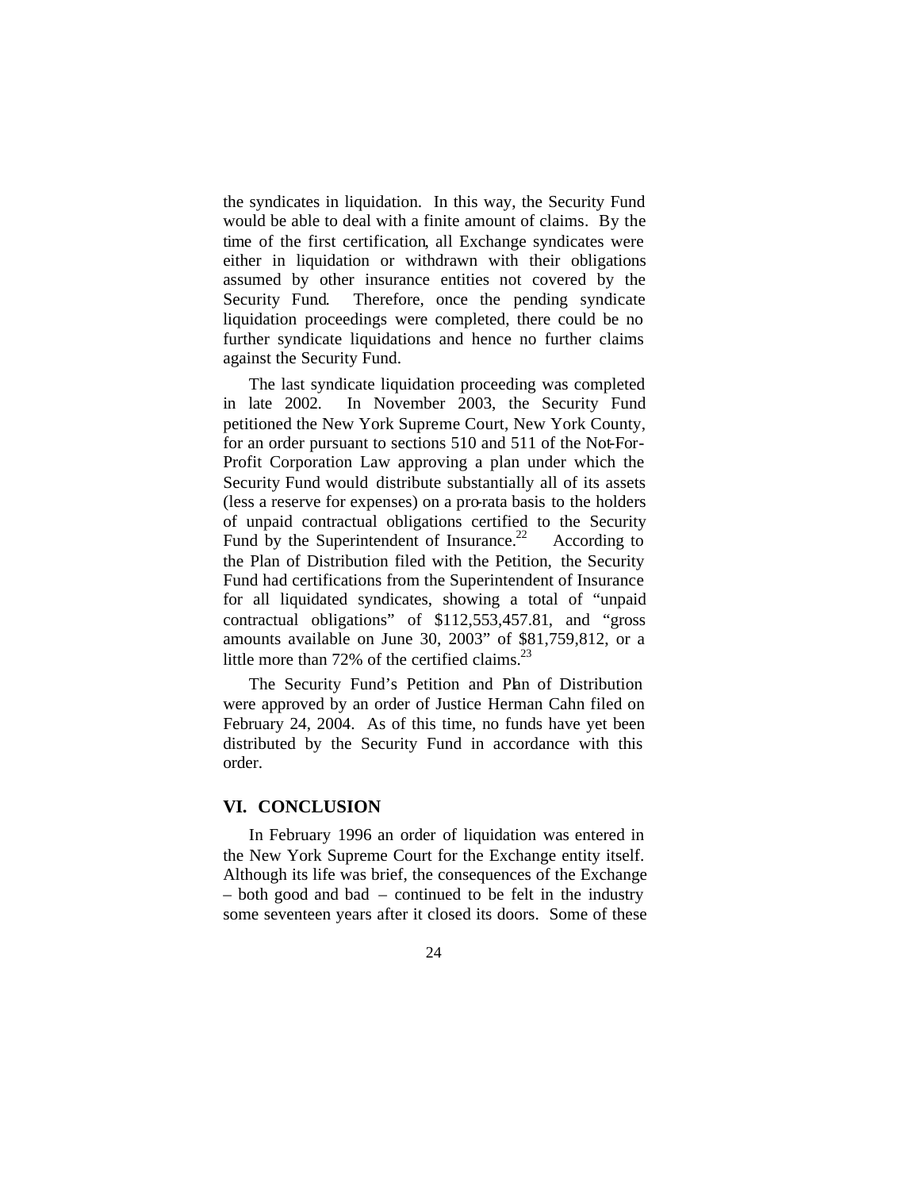the syndicates in liquidation. In this way, the Security Fund would be able to deal with a finite amount of claims. By the time of the first certification, all Exchange syndicates were either in liquidation or withdrawn with their obligations assumed by other insurance entities not covered by the Security Fund. Therefore, once the pending syndicate liquidation proceedings were completed, there could be no further syndicate liquidations and hence no further claims against the Security Fund.

The last syndicate liquidation proceeding was completed in late 2002. In November 2003, the Security Fund petitioned the New York Supreme Court, New York County, for an order pursuant to sections 510 and 511 of the Not-For-Profit Corporation Law approving a plan under which the Security Fund would distribute substantially all of its assets (less a reserve for expenses) on a pro-rata basis to the holders of unpaid contractual obligations certified to the Security Fund by the Superintendent of Insurance.[22] According to the Plan of Distribution filed with the Petition, the Security Fund had certifications from the Superintendent of Insurance for all liquidated syndicates, showing a total of "unpaid contractual obligations" of $112,553,457.81, and "gross amounts available on June 30, 2003" of $81,759,812, or a little more than 72% of the certified claims.[23]

The Security Fund's Petition and Plan of Distribution were approved by an order of Justice Herman Cahn filed on February 24, 2004. As of this time, no funds have yet been distributed by the Security Fund in accordance with this order.

## VI. CONCLUSION

In February 1996 an order of liquidation was entered in the New York Supreme Court for the Exchange entity itself. Although its life was brief, the consequences of the Exchange – both good and bad – continued to be felt in the industry some seventeen years after it closed its doors. Some of these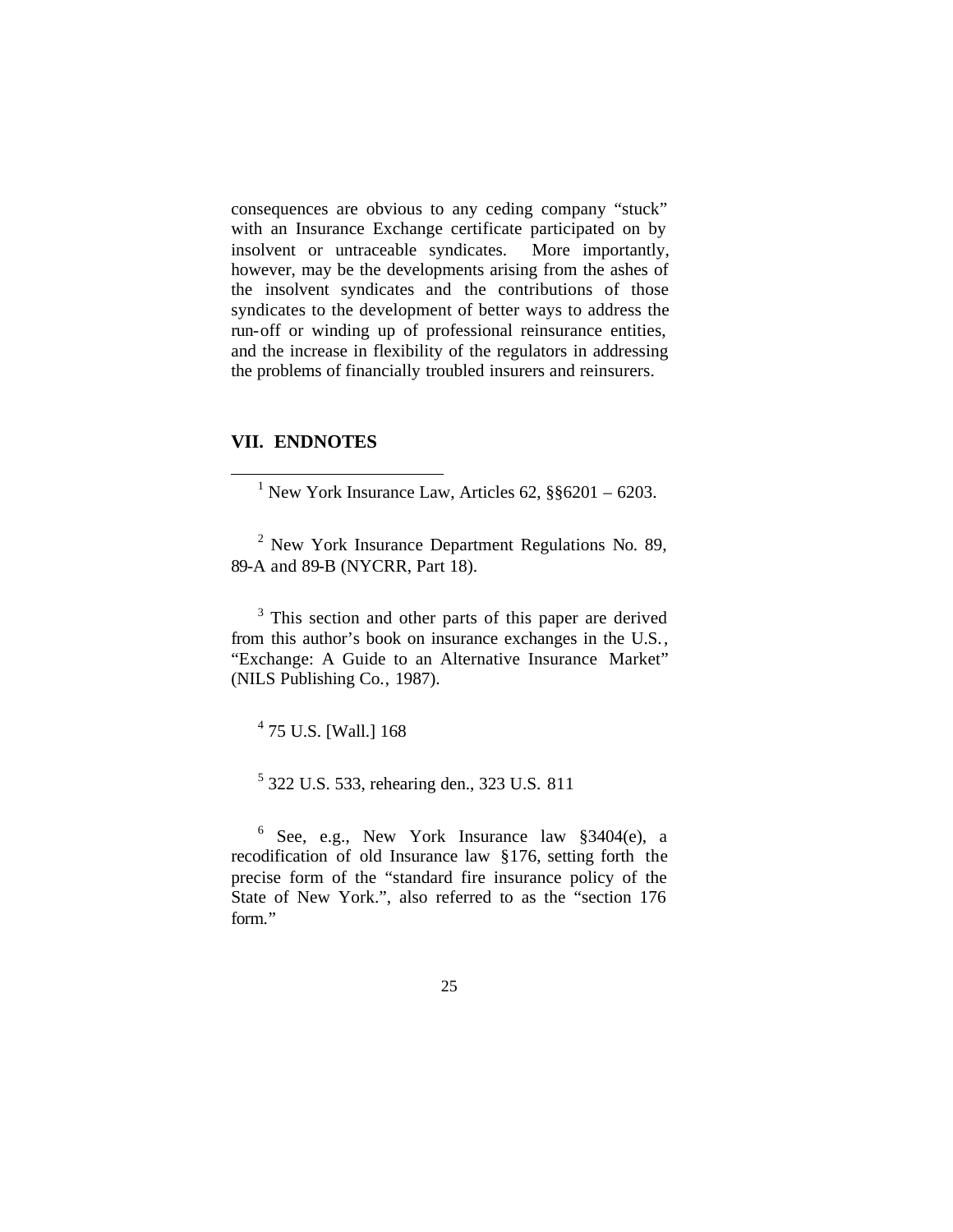consequences are obvious to any ceding company "stuck" with an Insurance Exchange certificate participated on by insolvent or untraceable syndicates. More importantly, however, may be the developments arising from the ashes of the insolvent syndicates and the contributions of those syndicates to the development of better ways to address the run-off or winding up of professional reinsurance entities, and the increase in flexibility of the regulators in addressing the problems of financially troubled insurers and reinsurers.

## VII. ENDNOTES

---

[1] New York Insurance Law, Articles 62, §§6201 – 6203.

[2] New York Insurance Department Regulations No. 89, 89-A and 89-B (NYCRR, Part 18).

[3] This section and other parts of this paper are derived from this author's book on insurance exchanges in the U.S., "Exchange: A Guide to an Alternative Insurance Market" (NILS Publishing Co., 1987).

[4] 75 U.S. [Wall.] 168

[5] 322 U.S. 533, rehearing den., 323 U.S. 811

[6] See, e.g., New York Insurance law §3404(e), a recodification of old Insurance law §176, setting forth the precise form of the "standard fire insurance policy of the State of New York.", also referred to as the "section 176 form."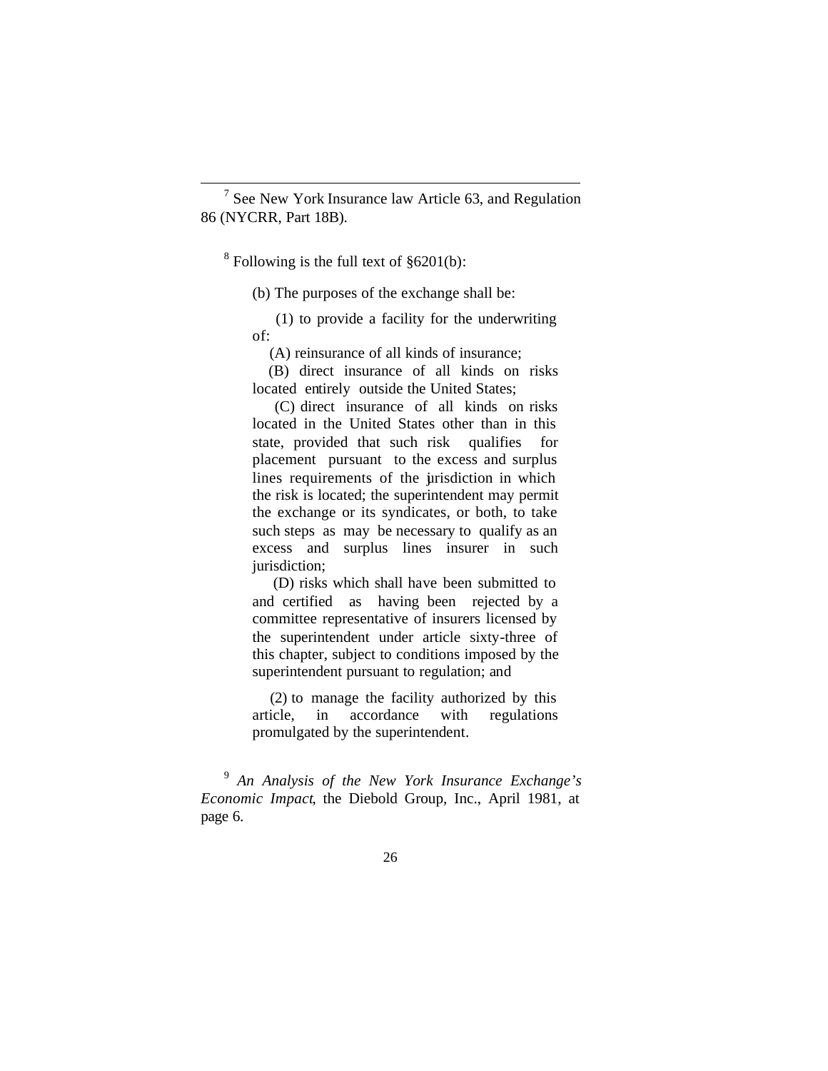[7] See New York Insurance law Article 63, and Regulation 86 (NYCRR, Part 18B).

[8] Following is the full text of §6201(b):

> (b) The purposes of the exchange shall be:
>
> (1) to provide a facility for the underwriting of:
>
> (A) reinsurance of all kinds of insurance;
>
> (B) direct insurance of all kinds on risks located entirely outside the United States;
>
> (C) direct insurance of all kinds on risks located in the United States other than in this state, provided that such risk qualifies for placement pursuant to the excess and surplus lines requirements of the jurisdiction in which the risk is located; the superintendent may permit the exchange or its syndicates, or both, to take such steps as may be necessary to qualify as an excess and surplus lines insurer in such jurisdiction;
>
> (D) risks which shall have been submitted to and certified as having been rejected by a committee representative of insurers licensed by the superintendent under article sixty-three of this chapter, subject to conditions imposed by the superintendent pursuant to regulation; and
>
> (2) to manage the facility authorized by this article, in accordance with regulations promulgated by the superintendent.

[9] *An Analysis of the New York Insurance Exchange's Economic Impact*, the Diebold Group, Inc., April 1981, at page 6.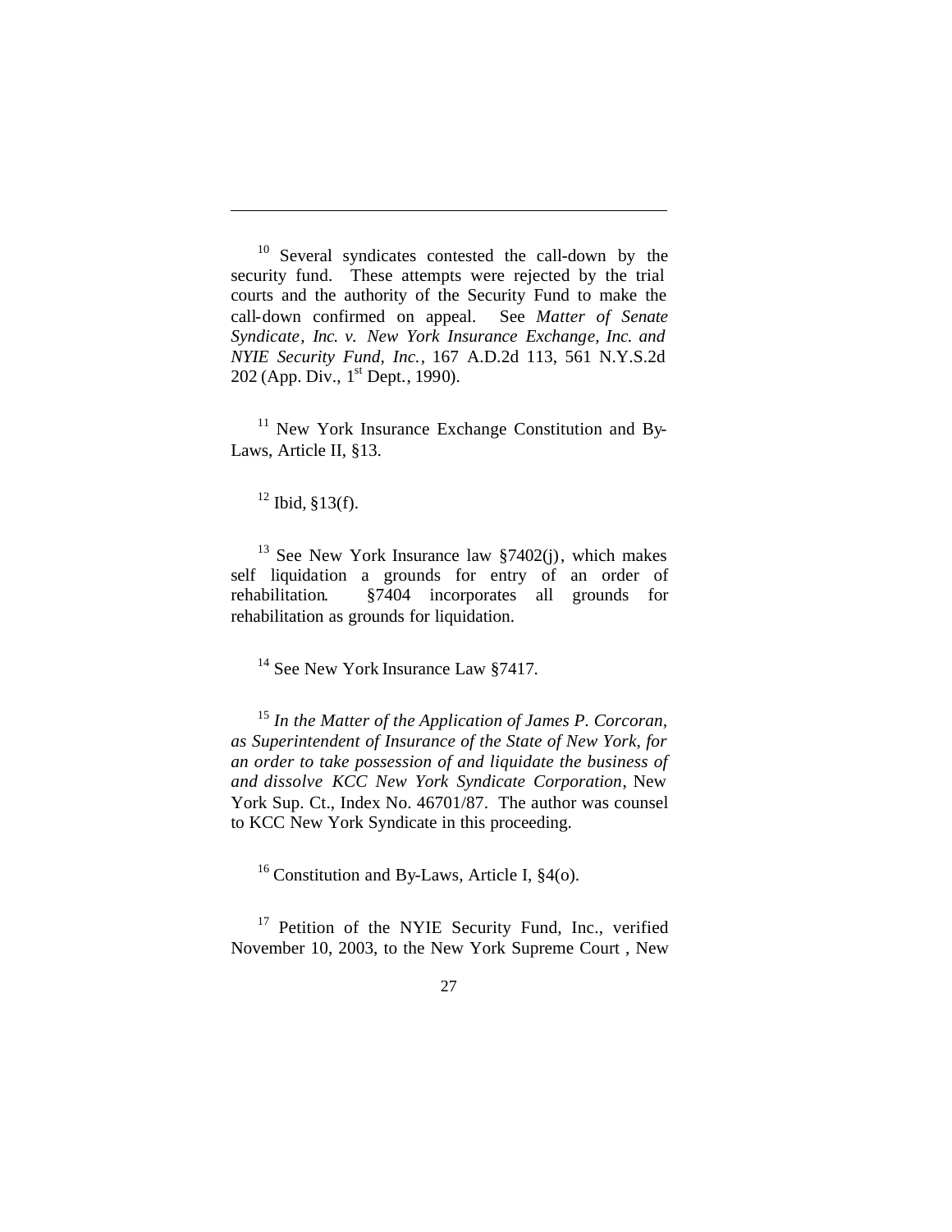[10] Several syndicates contested the call-down by the security fund. These attempts were rejected by the trial courts and the authority of the Security Fund to make the call-down confirmed on appeal. See *Matter of Senate Syndicate, Inc. v. New York Insurance Exchange, Inc. and NYIE Security Fund, Inc.*, 167 A.D.2d 113, 561 N.Y.S.2d 202 (App. Div., 1st Dept., 1990).

[11] New York Insurance Exchange Constitution and By-Laws, Article II, §13.

[12] Ibid, §13(f).

[13] See New York Insurance law §7402(j), which makes self liquidation a grounds for entry of an order of rehabilitation. §7404 incorporates all grounds for rehabilitation as grounds for liquidation.

[14] See New York Insurance Law §7417.

[15] *In the Matter of the Application of James P. Corcoran, as Superintendent of Insurance of the State of New York, for an order to take possession of and liquidate the business of and dissolve KCC New York Syndicate Corporation*, New York Sup. Ct., Index No. 46701/87. The author was counsel to KCC New York Syndicate in this proceeding.

[16] Constitution and By-Laws, Article I, §4(o).

[17] Petition of the NYIE Security Fund, Inc., verified November 10, 2003, to the New York Supreme Court , New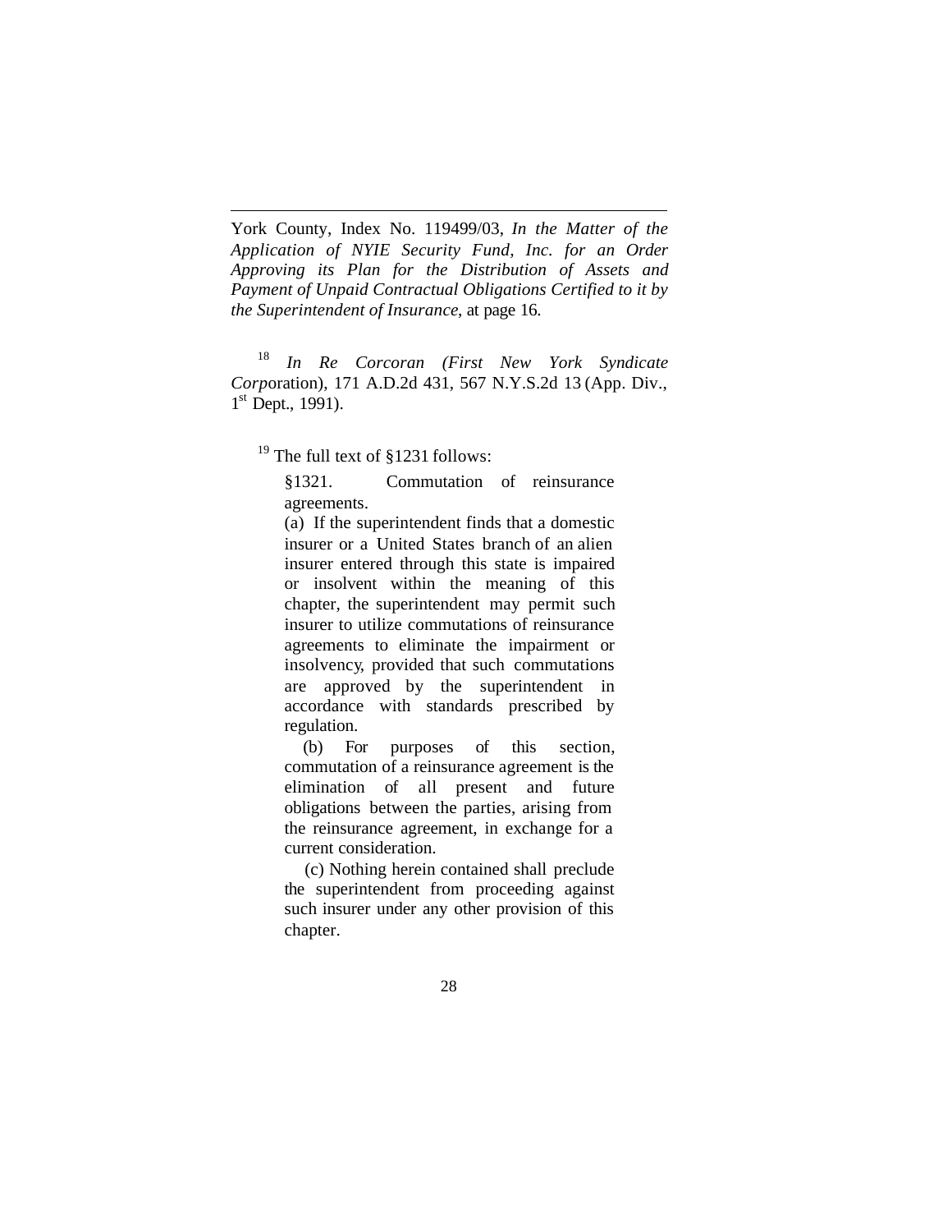York County, Index No. 119499/03, *In the Matter of the Application of NYIE Security Fund, Inc. for an Order Approving its Plan for the Distribution of Assets and Payment of Unpaid Contractual Obligations Certified to it by the Superintendent of Insurance*, at page 16.

[18] *In Re Corcoran (First New York Syndicate Corp*oration), 171 A.D.2d 431, 567 N.Y.S.2d 13 (App. Div., 1st Dept., 1991).

[19] The full text of §1231 follows:

> §1321. Commutation of reinsurance agreements.
>
> (a) If the superintendent finds that a domestic insurer or a United States branch of an alien insurer entered through this state is impaired or insolvent within the meaning of this chapter, the superintendent may permit such insurer to utilize commutations of reinsurance agreements to eliminate the impairment or insolvency, provided that such commutations are approved by the superintendent in accordance with standards prescribed by regulation.
>
> (b) For purposes of this section, commutation of a reinsurance agreement is the elimination of all present and future obligations between the parties, arising from the reinsurance agreement, in exchange for a current consideration.
>
> (c) Nothing herein contained shall preclude the superintendent from proceeding against such insurer under any other provision of this chapter.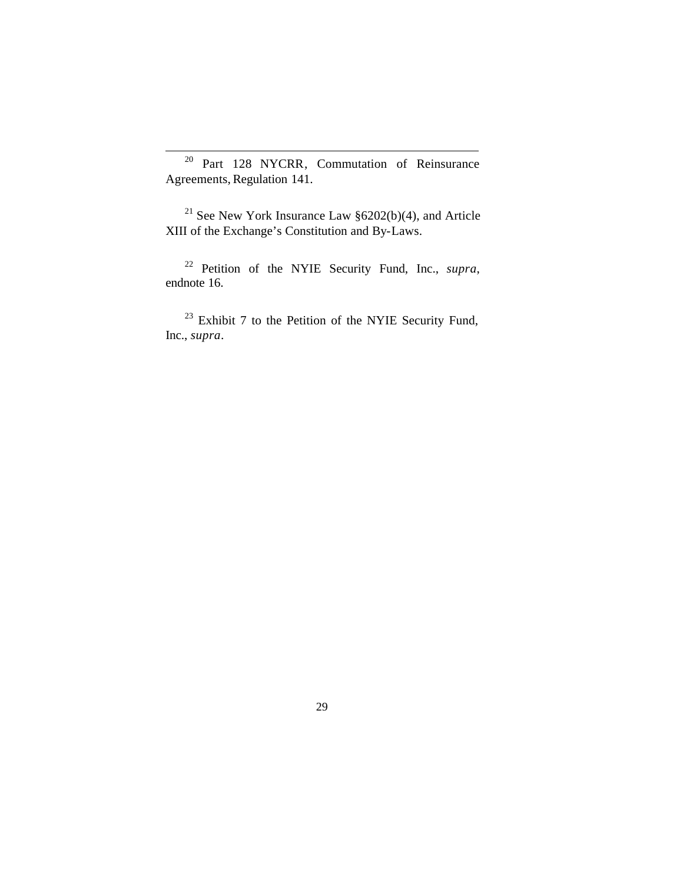[20] Part 128 NYCRR, Commutation of Reinsurance Agreements, Regulation 141.

[21] See New York Insurance Law §6202(b)(4), and Article XIII of the Exchange's Constitution and By-Laws.

[22] Petition of the NYIE Security Fund, Inc., *supra*, endnote 16.

[23] Exhibit 7 to the Petition of the NYIE Security Fund, Inc., *supra*.